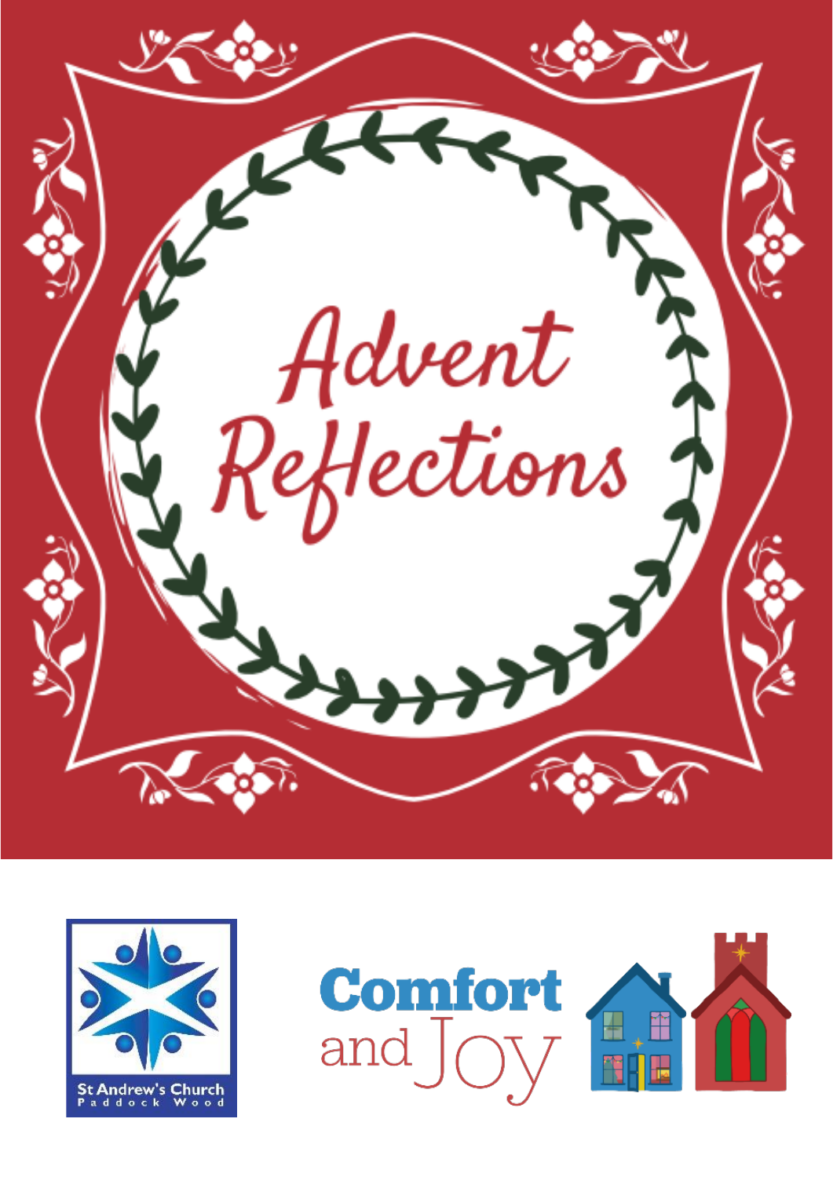# Advent Reflections

St Andrew's Church
Paddock Wood

Comfort and Joy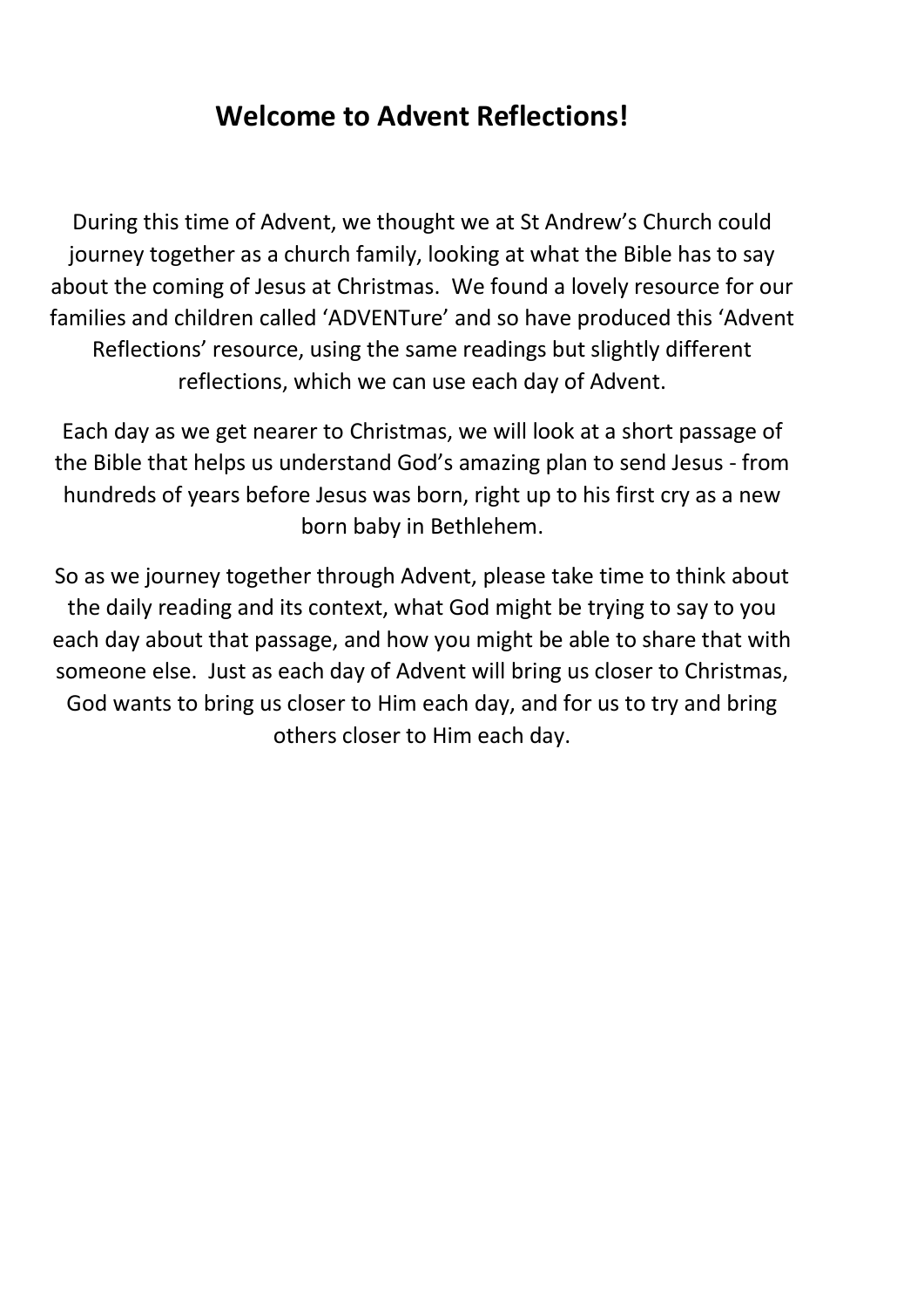# Welcome to Advent Reflections!

During this time of Advent, we thought we at St Andrew's Church could journey together as a church family, looking at what the Bible has to say about the coming of Jesus at Christmas. We found a lovely resource for our families and children called 'ADVENTure' and so have produced this 'Advent Reflections' resource, using the same readings but slightly different reflections, which we can use each day of Advent.

Each day as we get nearer to Christmas, we will look at a short passage of the Bible that helps us understand God's amazing plan to send Jesus - from hundreds of years before Jesus was born, right up to his first cry as a new born baby in Bethlehem.

So as we journey together through Advent, please take time to think about the daily reading and its context, what God might be trying to say to you each day about that passage, and how you might be able to share that with someone else. Just as each day of Advent will bring us closer to Christmas, God wants to bring us closer to Him each day, and for us to try and bring others closer to Him each day.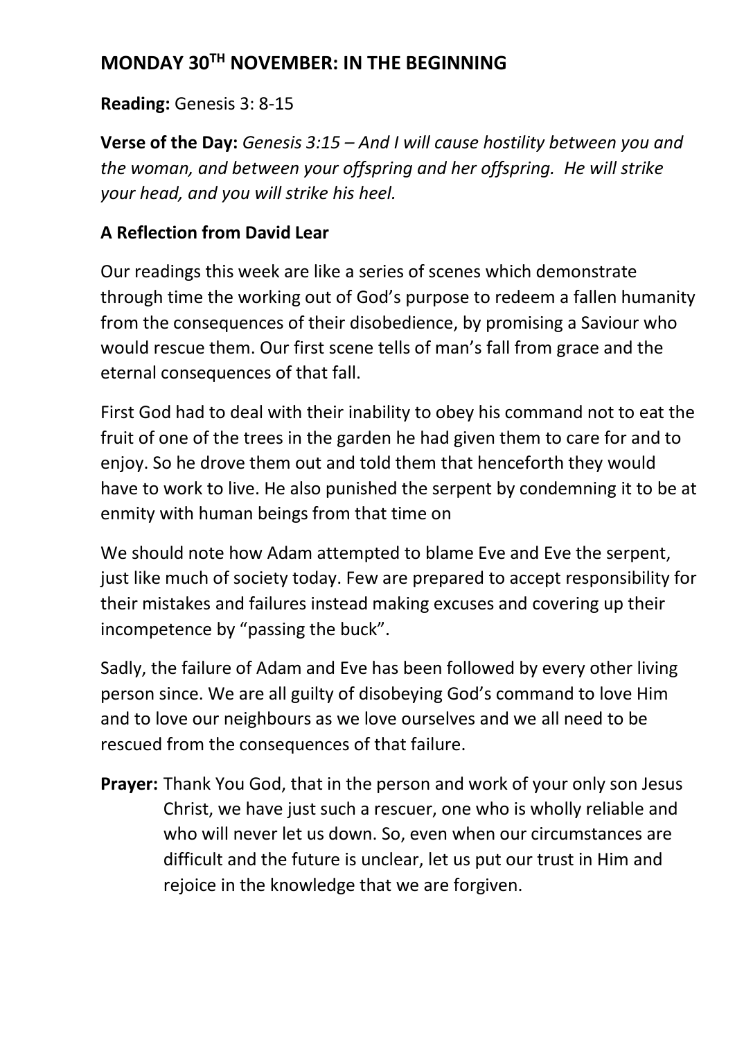## MONDAY 30TH NOVEMBER: IN THE BEGINNING

**Reading:** Genesis 3: 8-15

**Verse of the Day:** *Genesis 3:15 – And I will cause hostility between you and the woman, and between your offspring and her offspring. He will strike your head, and you will strike his heel.*

### A Reflection from David Lear

Our readings this week are like a series of scenes which demonstrate through time the working out of God's purpose to redeem a fallen humanity from the consequences of their disobedience, by promising a Saviour who would rescue them. Our first scene tells of man's fall from grace and the eternal consequences of that fall.

First God had to deal with their inability to obey his command not to eat the fruit of one of the trees in the garden he had given them to care for and to enjoy. So he drove them out and told them that henceforth they would have to work to live. He also punished the serpent by condemning it to be at enmity with human beings from that time on

We should note how Adam attempted to blame Eve and Eve the serpent, just like much of society today. Few are prepared to accept responsibility for their mistakes and failures instead making excuses and covering up their incompetence by "passing the buck".

Sadly, the failure of Adam and Eve has been followed by every other living person since. We are all guilty of disobeying God's command to love Him and to love our neighbours as we love ourselves and we all need to be rescued from the consequences of that failure.

**Prayer:** Thank You God, that in the person and work of your only son Jesus Christ, we have just such a rescuer, one who is wholly reliable and who will never let us down. So, even when our circumstances are difficult and the future is unclear, let us put our trust in Him and rejoice in the knowledge that we are forgiven.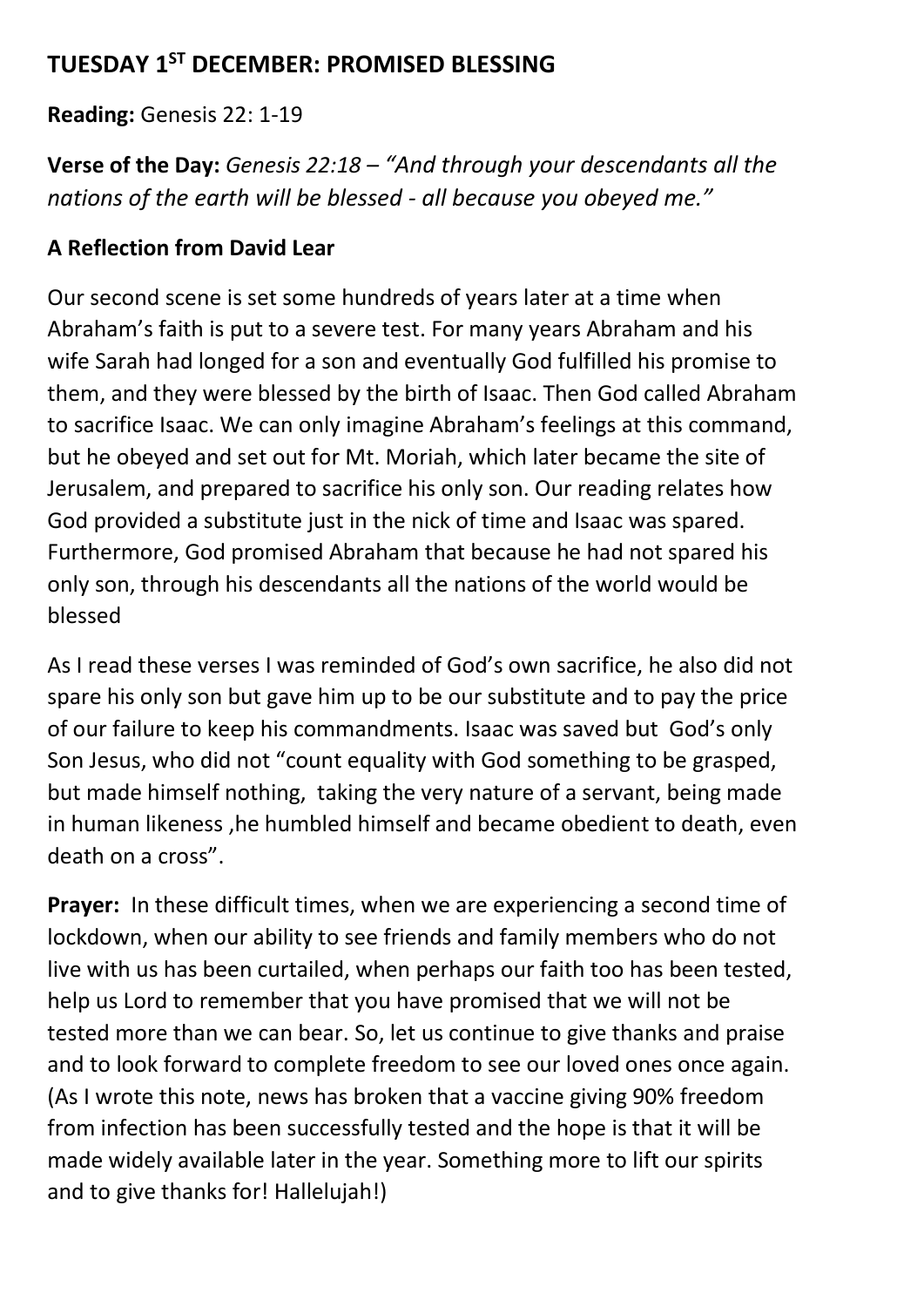## TUESDAY 1ST DECEMBER: PROMISED BLESSING

**Reading:** Genesis 22: 1-19

**Verse of the Day:** *Genesis 22:18 – "And through your descendants all the nations of the earth will be blessed - all because you obeyed me."*

### A Reflection from David Lear

Our second scene is set some hundreds of years later at a time when Abraham's faith is put to a severe test. For many years Abraham and his wife Sarah had longed for a son and eventually God fulfilled his promise to them, and they were blessed by the birth of Isaac. Then God called Abraham to sacrifice Isaac. We can only imagine Abraham's feelings at this command, but he obeyed and set out for Mt. Moriah, which later became the site of Jerusalem, and prepared to sacrifice his only son. Our reading relates how God provided a substitute just in the nick of time and Isaac was spared. Furthermore, God promised Abraham that because he had not spared his only son, through his descendants all the nations of the world would be blessed

As I read these verses I was reminded of God's own sacrifice, he also did not spare his only son but gave him up to be our substitute and to pay the price of our failure to keep his commandments. Isaac was saved but God's only Son Jesus, who did not "count equality with God something to be grasped, but made himself nothing, taking the very nature of a servant, being made in human likeness ,he humbled himself and became obedient to death, even death on a cross".

**Prayer:** In these difficult times, when we are experiencing a second time of lockdown, when our ability to see friends and family members who do not live with us has been curtailed, when perhaps our faith too has been tested, help us Lord to remember that you have promised that we will not be tested more than we can bear. So, let us continue to give thanks and praise and to look forward to complete freedom to see our loved ones once again. (As I wrote this note, news has broken that a vaccine giving 90% freedom from infection has been successfully tested and the hope is that it will be made widely available later in the year. Something more to lift our spirits and to give thanks for! Hallelujah!)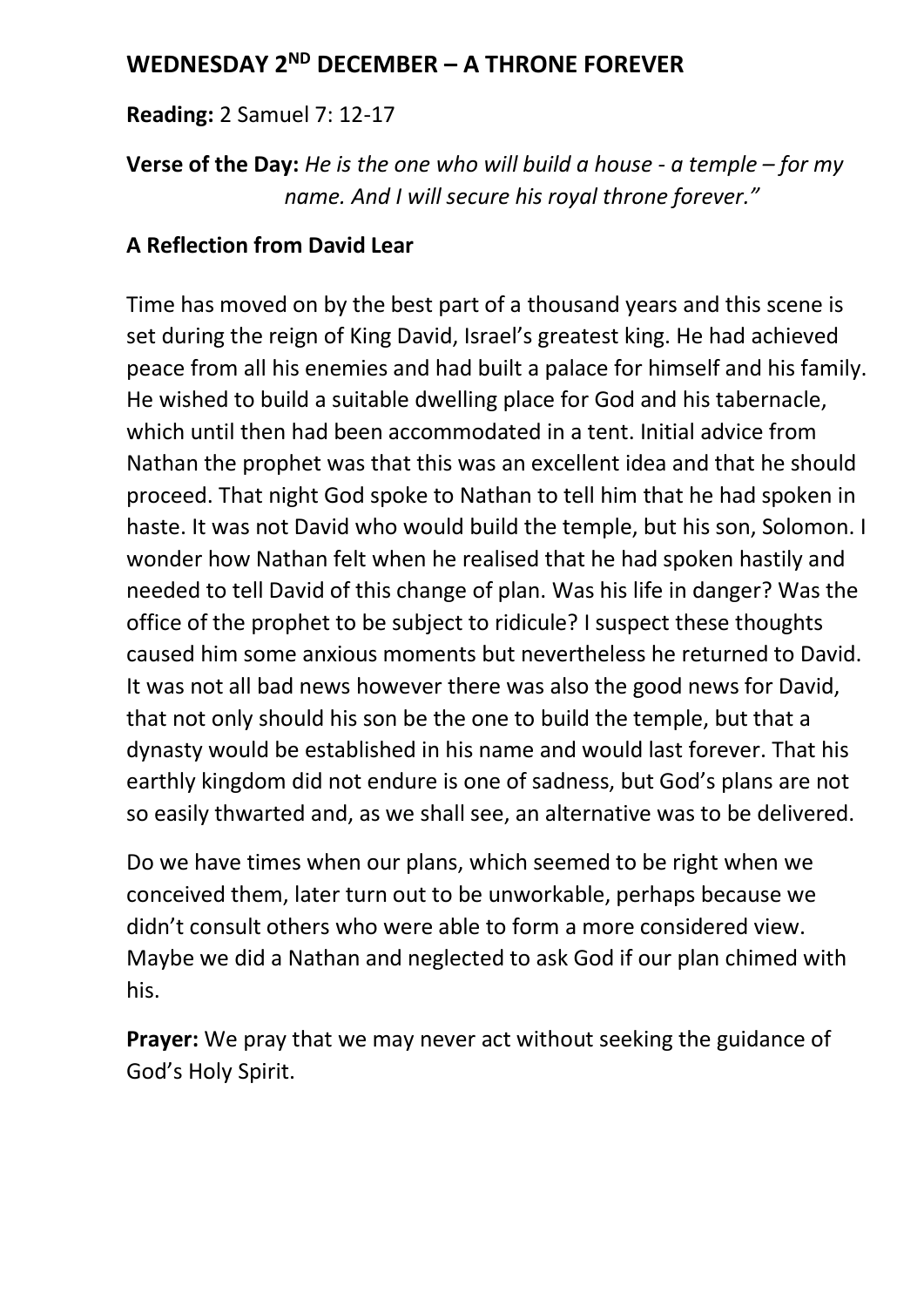## WEDNESDAY 2ND DECEMBER – A THRONE FOREVER

**Reading:** 2 Samuel 7: 12-17

**Verse of the Day:** *He is the one who will build a house - a temple – for my name. And I will secure his royal throne forever."*

### A Reflection from David Lear

Time has moved on by the best part of a thousand years and this scene is set during the reign of King David, Israel's greatest king. He had achieved peace from all his enemies and had built a palace for himself and his family. He wished to build a suitable dwelling place for God and his tabernacle, which until then had been accommodated in a tent. Initial advice from Nathan the prophet was that this was an excellent idea and that he should proceed. That night God spoke to Nathan to tell him that he had spoken in haste. It was not David who would build the temple, but his son, Solomon. I wonder how Nathan felt when he realised that he had spoken hastily and needed to tell David of this change of plan. Was his life in danger? Was the office of the prophet to be subject to ridicule? I suspect these thoughts caused him some anxious moments but nevertheless he returned to David. It was not all bad news however there was also the good news for David, that not only should his son be the one to build the temple, but that a dynasty would be established in his name and would last forever. That his earthly kingdom did not endure is one of sadness, but God's plans are not so easily thwarted and, as we shall see, an alternative was to be delivered.

Do we have times when our plans, which seemed to be right when we conceived them, later turn out to be unworkable, perhaps because we didn't consult others who were able to form a more considered view. Maybe we did a Nathan and neglected to ask God if our plan chimed with his.

**Prayer:** We pray that we may never act without seeking the guidance of God's Holy Spirit.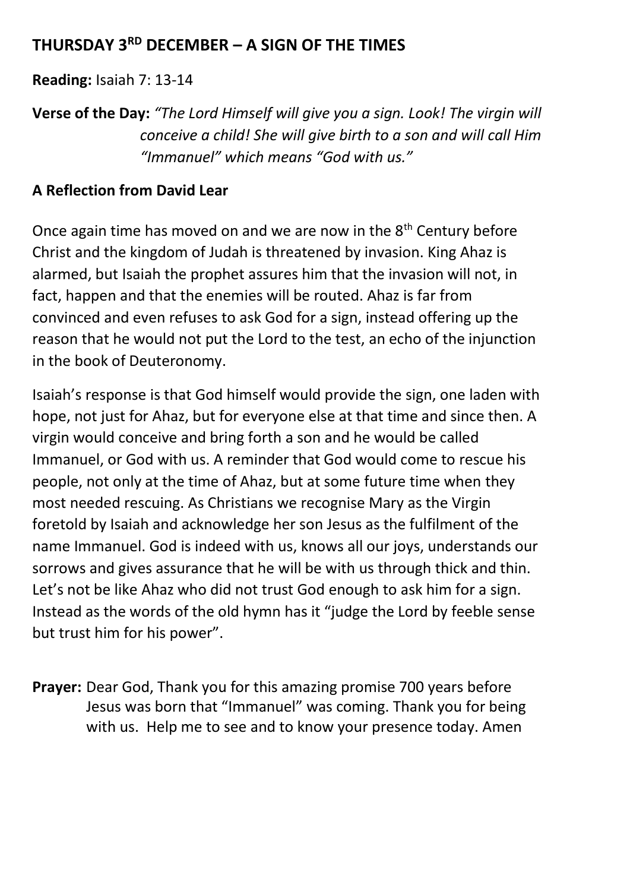## THURSDAY 3[RD] DECEMBER – A SIGN OF THE TIMES

**Reading:** Isaiah 7: 13-14

**Verse of the Day:** *"The Lord Himself will give you a sign. Look! The virgin will conceive a child! She will give birth to a son and will call Him "Immanuel" which means "God with us."*

**A Reflection from David Lear**

Once again time has moved on and we are now in the 8[th] Century before Christ and the kingdom of Judah is threatened by invasion. King Ahaz is alarmed, but Isaiah the prophet assures him that the invasion will not, in fact, happen and that the enemies will be routed. Ahaz is far from convinced and even refuses to ask God for a sign, instead offering up the reason that he would not put the Lord to the test, an echo of the injunction in the book of Deuteronomy.

Isaiah's response is that God himself would provide the sign, one laden with hope, not just for Ahaz, but for everyone else at that time and since then. A virgin would conceive and bring forth a son and he would be called Immanuel, or God with us. A reminder that God would come to rescue his people, not only at the time of Ahaz, but at some future time when they most needed rescuing. As Christians we recognise Mary as the Virgin foretold by Isaiah and acknowledge her son Jesus as the fulfilment of the name Immanuel. God is indeed with us, knows all our joys, understands our sorrows and gives assurance that he will be with us through thick and thin. Let's not be like Ahaz who did not trust God enough to ask him for a sign. Instead as the words of the old hymn has it "judge the Lord by feeble sense but trust him for his power".

**Prayer:** Dear God, Thank you for this amazing promise 700 years before Jesus was born that "Immanuel" was coming. Thank you for being with us. Help me to see and to know your presence today. Amen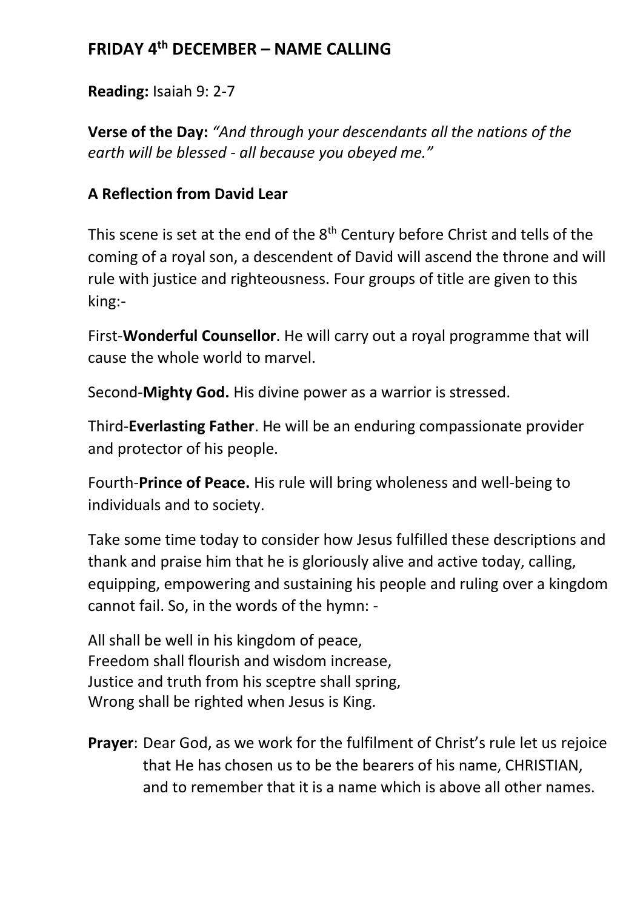## FRIDAY 4th DECEMBER – NAME CALLING

**Reading:** Isaiah 9: 2-7

**Verse of the Day:** *"And through your descendants all the nations of the earth will be blessed - all because you obeyed me."*

### A Reflection from David Lear

This scene is set at the end of the 8th Century before Christ and tells of the coming of a royal son, a descendent of David will ascend the throne and will rule with justice and righteousness. Four groups of title are given to this king:-

First-**Wonderful Counsellor**. He will carry out a royal programme that will cause the whole world to marvel.

Second-**Mighty God.** His divine power as a warrior is stressed.

Third-**Everlasting Father**. He will be an enduring compassionate provider and protector of his people.

Fourth-**Prince of Peace.** His rule will bring wholeness and well-being to individuals and to society.

Take some time today to consider how Jesus fulfilled these descriptions and thank and praise him that he is gloriously alive and active today, calling, equipping, empowering and sustaining his people and ruling over a kingdom cannot fail. So, in the words of the hymn: -

All shall be well in his kingdom of peace,
Freedom shall flourish and wisdom increase,
Justice and truth from his sceptre shall spring,
Wrong shall be righted when Jesus is King.

**Prayer**: Dear God, as we work for the fulfilment of Christ's rule let us rejoice that He has chosen us to be the bearers of his name, CHRISTIAN, and to remember that it is a name which is above all other names.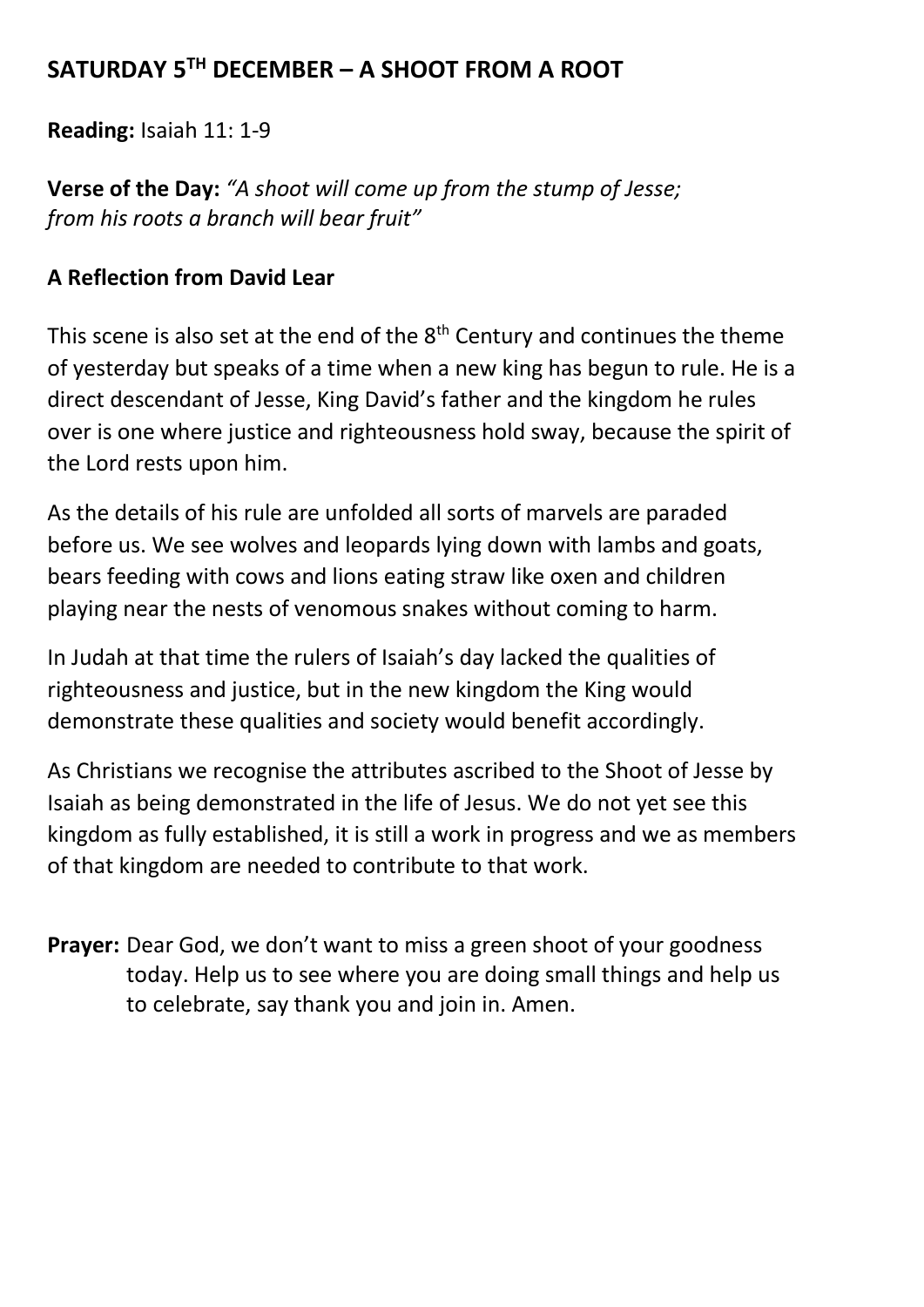## SATURDAY 5TH DECEMBER – A SHOOT FROM A ROOT

**Reading:** Isaiah 11: 1-9

**Verse of the Day:** *"A shoot will come up from the stump of Jesse; from his roots a branch will bear fruit"*

### A Reflection from David Lear

This scene is also set at the end of the 8th Century and continues the theme of yesterday but speaks of a time when a new king has begun to rule. He is a direct descendant of Jesse, King David's father and the kingdom he rules over is one where justice and righteousness hold sway, because the spirit of the Lord rests upon him.

As the details of his rule are unfolded all sorts of marvels are paraded before us. We see wolves and leopards lying down with lambs and goats, bears feeding with cows and lions eating straw like oxen and children playing near the nests of venomous snakes without coming to harm.

In Judah at that time the rulers of Isaiah's day lacked the qualities of righteousness and justice, but in the new kingdom the King would demonstrate these qualities and society would benefit accordingly.

As Christians we recognise the attributes ascribed to the Shoot of Jesse by Isaiah as being demonstrated in the life of Jesus. We do not yet see this kingdom as fully established, it is still a work in progress and we as members of that kingdom are needed to contribute to that work.

**Prayer:** Dear God, we don't want to miss a green shoot of your goodness today. Help us to see where you are doing small things and help us to celebrate, say thank you and join in. Amen.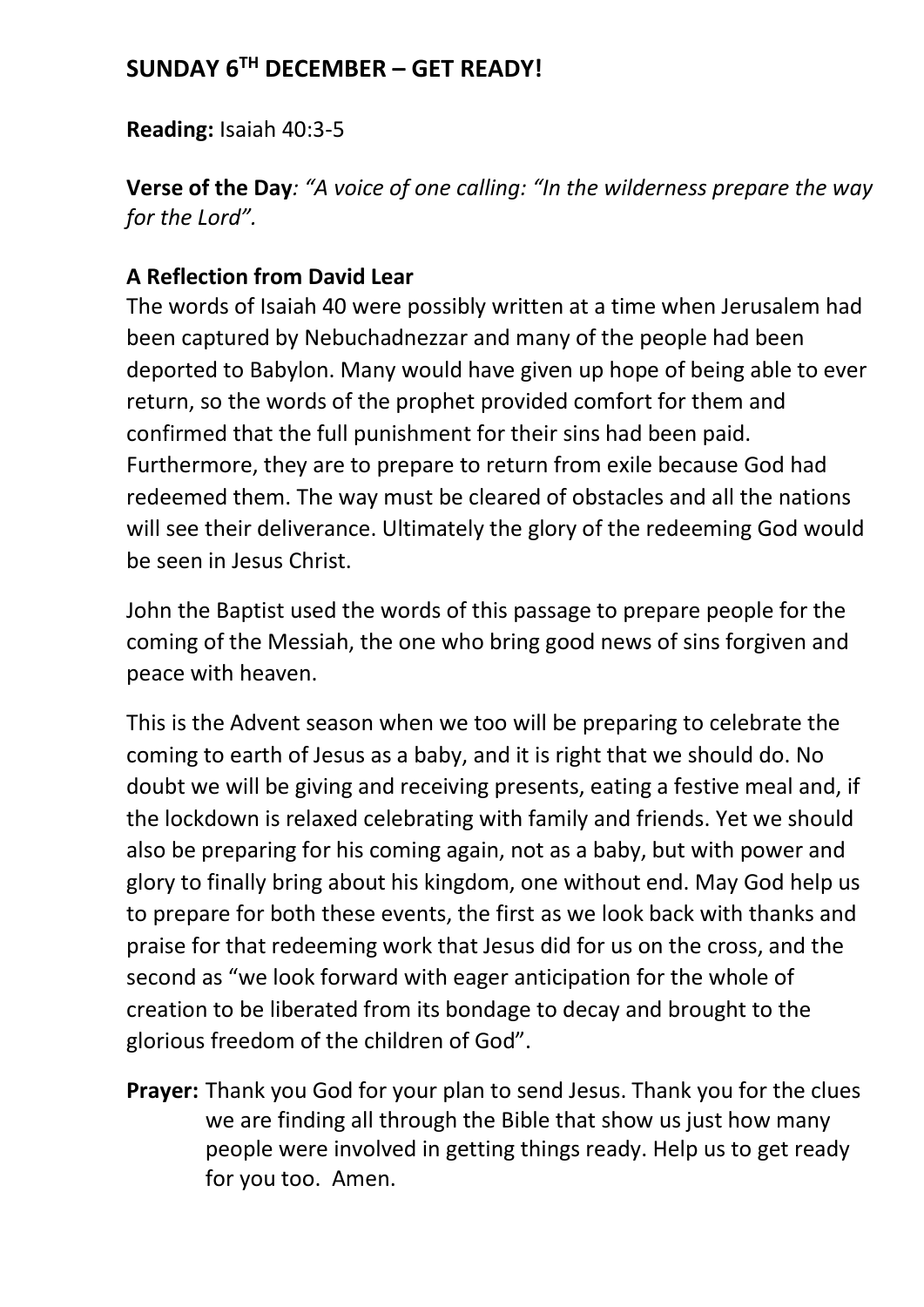## SUNDAY 6TH DECEMBER – GET READY!

**Reading:** Isaiah 40:3-5

**Verse of the Day**: *"A voice of one calling: "In the wilderness prepare the way for the Lord".*

**A Reflection from David Lear**

The words of Isaiah 40 were possibly written at a time when Jerusalem had been captured by Nebuchadnezzar and many of the people had been deported to Babylon. Many would have given up hope of being able to ever return, so the words of the prophet provided comfort for them and confirmed that the full punishment for their sins had been paid. Furthermore, they are to prepare to return from exile because God had redeemed them. The way must be cleared of obstacles and all the nations will see their deliverance. Ultimately the glory of the redeeming God would be seen in Jesus Christ.

John the Baptist used the words of this passage to prepare people for the coming of the Messiah, the one who bring good news of sins forgiven and peace with heaven.

This is the Advent season when we too will be preparing to celebrate the coming to earth of Jesus as a baby, and it is right that we should do. No doubt we will be giving and receiving presents, eating a festive meal and, if the lockdown is relaxed celebrating with family and friends. Yet we should also be preparing for his coming again, not as a baby, but with power and glory to finally bring about his kingdom, one without end. May God help us to prepare for both these events, the first as we look back with thanks and praise for that redeeming work that Jesus did for us on the cross, and the second as "we look forward with eager anticipation for the whole of creation to be liberated from its bondage to decay and brought to the glorious freedom of the children of God".

**Prayer:** Thank you God for your plan to send Jesus. Thank you for the clues we are finding all through the Bible that show us just how many people were involved in getting things ready. Help us to get ready for you too. Amen.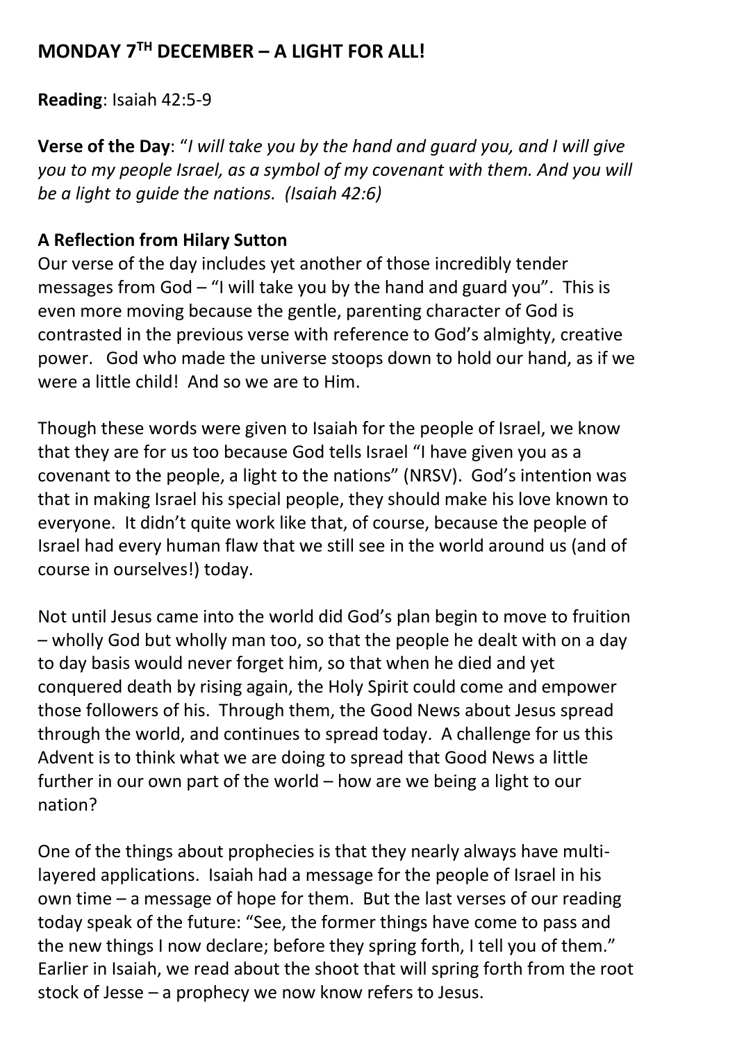# MONDAY 7TH DECEMBER – A LIGHT FOR ALL!

**Reading**: Isaiah 42:5-9

**Verse of the Day**: "*I will take you by the hand and guard you, and I will give you to my people Israel, as a symbol of my covenant with them. And you will be a light to guide the nations. (Isaiah 42:6)*

**A Reflection from Hilary Sutton**

Our verse of the day includes yet another of those incredibly tender messages from God – "I will take you by the hand and guard you". This is even more moving because the gentle, parenting character of God is contrasted in the previous verse with reference to God's almighty, creative power. God who made the universe stoops down to hold our hand, as if we were a little child! And so we are to Him.

Though these words were given to Isaiah for the people of Israel, we know that they are for us too because God tells Israel "I have given you as a covenant to the people, a light to the nations" (NRSV). God's intention was that in making Israel his special people, they should make his love known to everyone. It didn't quite work like that, of course, because the people of Israel had every human flaw that we still see in the world around us (and of course in ourselves!) today.

Not until Jesus came into the world did God's plan begin to move to fruition – wholly God but wholly man too, so that the people he dealt with on a day to day basis would never forget him, so that when he died and yet conquered death by rising again, the Holy Spirit could come and empower those followers of his. Through them, the Good News about Jesus spread through the world, and continues to spread today. A challenge for us this Advent is to think what we are doing to spread that Good News a little further in our own part of the world – how are we being a light to our nation?

One of the things about prophecies is that they nearly always have multi-layered applications. Isaiah had a message for the people of Israel in his own time – a message of hope for them. But the last verses of our reading today speak of the future: "See, the former things have come to pass and the new things I now declare; before they spring forth, I tell you of them." Earlier in Isaiah, we read about the shoot that will spring forth from the root stock of Jesse – a prophecy we now know refers to Jesus.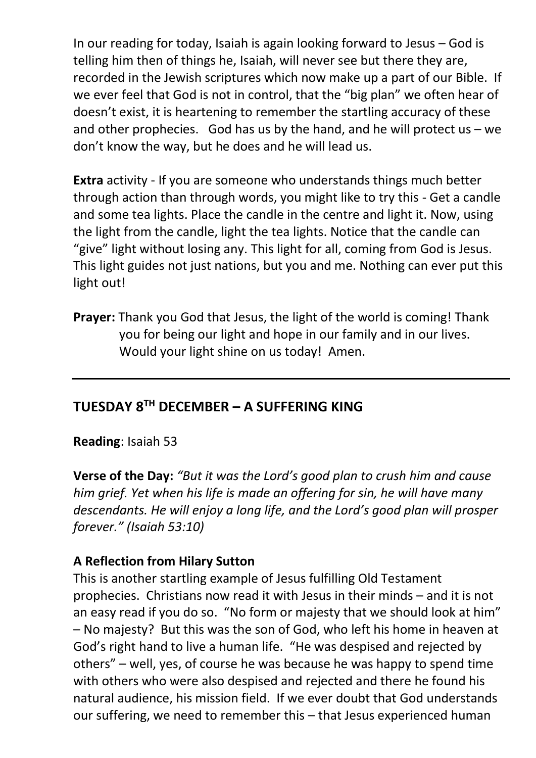In our reading for today, Isaiah is again looking forward to Jesus – God is telling him then of things he, Isaiah, will never see but there they are, recorded in the Jewish scriptures which now make up a part of our Bible. If we ever feel that God is not in control, that the "big plan" we often hear of doesn't exist, it is heartening to remember the startling accuracy of these and other prophecies. God has us by the hand, and he will protect us – we don't know the way, but he does and he will lead us.

**Extra** activity - If you are someone who understands things much better through action than through words, you might like to try this - Get a candle and some tea lights. Place the candle in the centre and light it. Now, using the light from the candle, light the tea lights. Notice that the candle can "give" light without losing any. This light for all, coming from God is Jesus. This light guides not just nations, but you and me. Nothing can ever put this light out!

**Prayer:** Thank you God that Jesus, the light of the world is coming! Thank you for being our light and hope in our family and in our lives. Would your light shine on us today! Amen.

---

## TUESDAY 8TH DECEMBER – A SUFFERING KING

**Reading**: Isaiah 53

**Verse of the Day:** *"But it was the Lord's good plan to crush him and cause him grief. Yet when his life is made an offering for sin, he will have many descendants. He will enjoy a long life, and the Lord's good plan will prosper forever." (Isaiah 53:10)*

### A Reflection from Hilary Sutton

This is another startling example of Jesus fulfilling Old Testament prophecies. Christians now read it with Jesus in their minds – and it is not an easy read if you do so. "No form or majesty that we should look at him" – No majesty? But this was the son of God, who left his home in heaven at God's right hand to live a human life. "He was despised and rejected by others" – well, yes, of course he was because he was happy to spend time with others who were also despised and rejected and there he found his natural audience, his mission field. If we ever doubt that God understands our suffering, we need to remember this – that Jesus experienced human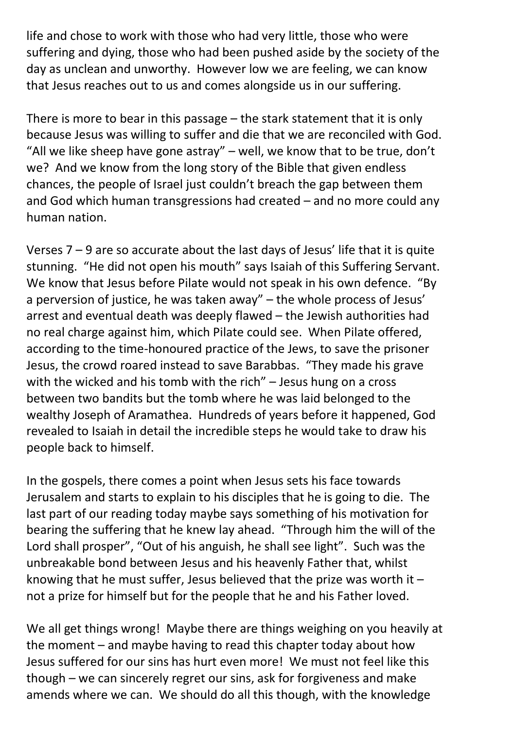life and chose to work with those who had very little, those who were suffering and dying, those who had been pushed aside by the society of the day as unclean and unworthy. However low we are feeling, we can know that Jesus reaches out to us and comes alongside us in our suffering.

There is more to bear in this passage – the stark statement that it is only because Jesus was willing to suffer and die that we are reconciled with God. "All we like sheep have gone astray" – well, we know that to be true, don't we? And we know from the long story of the Bible that given endless chances, the people of Israel just couldn't breach the gap between them and God which human transgressions had created – and no more could any human nation.

Verses 7 – 9 are so accurate about the last days of Jesus' life that it is quite stunning. "He did not open his mouth" says Isaiah of this Suffering Servant. We know that Jesus before Pilate would not speak in his own defence. "By a perversion of justice, he was taken away" – the whole process of Jesus' arrest and eventual death was deeply flawed – the Jewish authorities had no real charge against him, which Pilate could see. When Pilate offered, according to the time-honoured practice of the Jews, to save the prisoner Jesus, the crowd roared instead to save Barabbas. "They made his grave with the wicked and his tomb with the rich" – Jesus hung on a cross between two bandits but the tomb where he was laid belonged to the wealthy Joseph of Aramathea. Hundreds of years before it happened, God revealed to Isaiah in detail the incredible steps he would take to draw his people back to himself.

In the gospels, there comes a point when Jesus sets his face towards Jerusalem and starts to explain to his disciples that he is going to die. The last part of our reading today maybe says something of his motivation for bearing the suffering that he knew lay ahead. "Through him the will of the Lord shall prosper", "Out of his anguish, he shall see light". Such was the unbreakable bond between Jesus and his heavenly Father that, whilst knowing that he must suffer, Jesus believed that the prize was worth it – not a prize for himself but for the people that he and his Father loved.

We all get things wrong! Maybe there are things weighing on you heavily at the moment – and maybe having to read this chapter today about how Jesus suffered for our sins has hurt even more! We must not feel like this though – we can sincerely regret our sins, ask for forgiveness and make amends where we can. We should do all this though, with the knowledge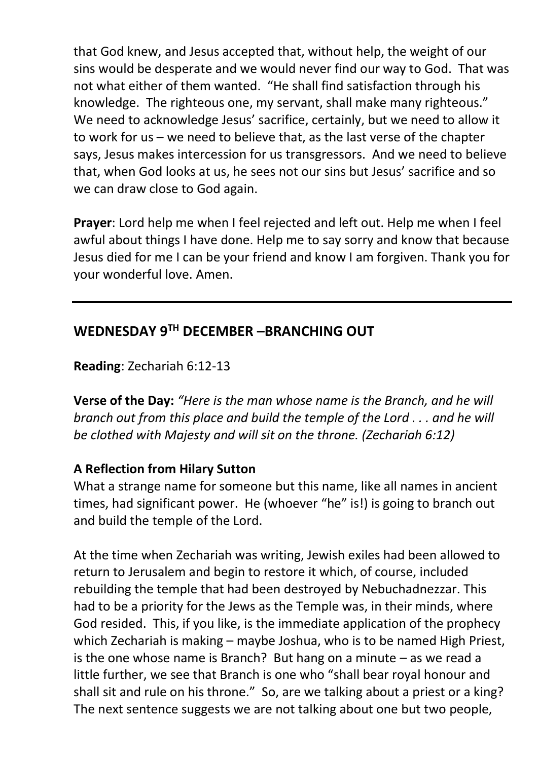that God knew, and Jesus accepted that, without help, the weight of our sins would be desperate and we would never find our way to God. That was not what either of them wanted. "He shall find satisfaction through his knowledge. The righteous one, my servant, shall make many righteous." We need to acknowledge Jesus' sacrifice, certainly, but we need to allow it to work for us – we need to believe that, as the last verse of the chapter says, Jesus makes intercession for us transgressors. And we need to believe that, when God looks at us, he sees not our sins but Jesus' sacrifice and so we can draw close to God again.

**Prayer**: Lord help me when I feel rejected and left out. Help me when I feel awful about things I have done. Help me to say sorry and know that because Jesus died for me I can be your friend and know I am forgiven. Thank you for your wonderful love. Amen.

---

## WEDNESDAY 9TH DECEMBER –BRANCHING OUT

**Reading**: Zechariah 6:12-13

**Verse of the Day:** *"Here is the man whose name is the Branch, and he will branch out from this place and build the temple of the Lord . . . and he will be clothed with Majesty and will sit on the throne. (Zechariah 6:12)*

**A Reflection from Hilary Sutton**

What a strange name for someone but this name, like all names in ancient times, had significant power. He (whoever "he" is!) is going to branch out and build the temple of the Lord.

At the time when Zechariah was writing, Jewish exiles had been allowed to return to Jerusalem and begin to restore it which, of course, included rebuilding the temple that had been destroyed by Nebuchadnezzar. This had to be a priority for the Jews as the Temple was, in their minds, where God resided. This, if you like, is the immediate application of the prophecy which Zechariah is making – maybe Joshua, who is to be named High Priest, is the one whose name is Branch? But hang on a minute – as we read a little further, we see that Branch is one who "shall bear royal honour and shall sit and rule on his throne." So, are we talking about a priest or a king? The next sentence suggests we are not talking about one but two people,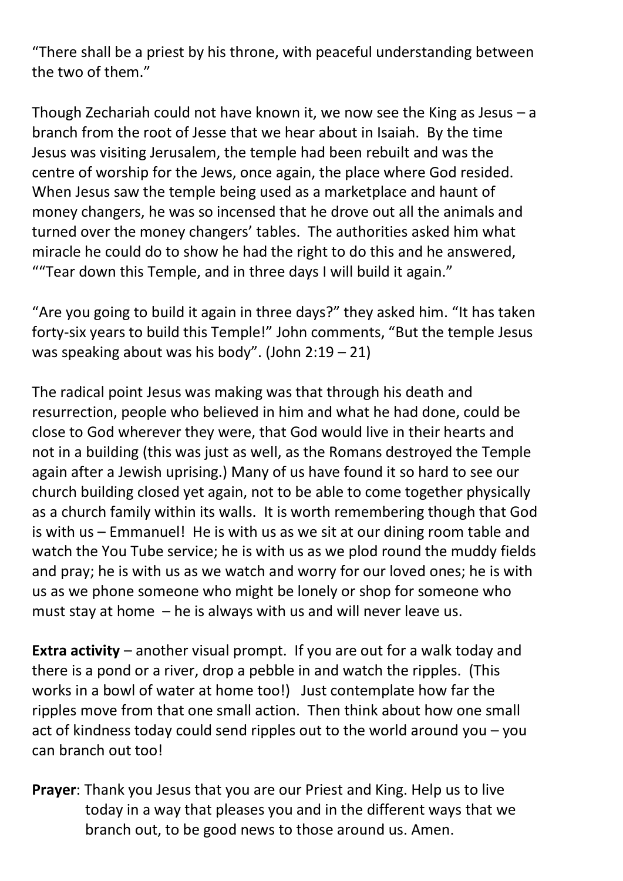"There shall be a priest by his throne, with peaceful understanding between the two of them."

Though Zechariah could not have known it, we now see the King as Jesus – a branch from the root of Jesse that we hear about in Isaiah. By the time Jesus was visiting Jerusalem, the temple had been rebuilt and was the centre of worship for the Jews, once again, the place where God resided. When Jesus saw the temple being used as a marketplace and haunt of money changers, he was so incensed that he drove out all the animals and turned over the money changers' tables. The authorities asked him what miracle he could do to show he had the right to do this and he answered, ""Tear down this Temple, and in three days I will build it again."

"Are you going to build it again in three days?" they asked him. "It has taken forty-six years to build this Temple!" John comments, "But the temple Jesus was speaking about was his body". (John 2:19 – 21)

The radical point Jesus was making was that through his death and resurrection, people who believed in him and what he had done, could be close to God wherever they were, that God would live in their hearts and not in a building (this was just as well, as the Romans destroyed the Temple again after a Jewish uprising.) Many of us have found it so hard to see our church building closed yet again, not to be able to come together physically as a church family within its walls. It is worth remembering though that God is with us – Emmanuel! He is with us as we sit at our dining room table and watch the You Tube service; he is with us as we plod round the muddy fields and pray; he is with us as we watch and worry for our loved ones; he is with us as we phone someone who might be lonely or shop for someone who must stay at home – he is always with us and will never leave us.

**Extra activity** – another visual prompt. If you are out for a walk today and there is a pond or a river, drop a pebble in and watch the ripples. (This works in a bowl of water at home too!) Just contemplate how far the ripples move from that one small action. Then think about how one small act of kindness today could send ripples out to the world around you – you can branch out too!

**Prayer**: Thank you Jesus that you are our Priest and King. Help us to live today in a way that pleases you and in the different ways that we branch out, to be good news to those around us. Amen.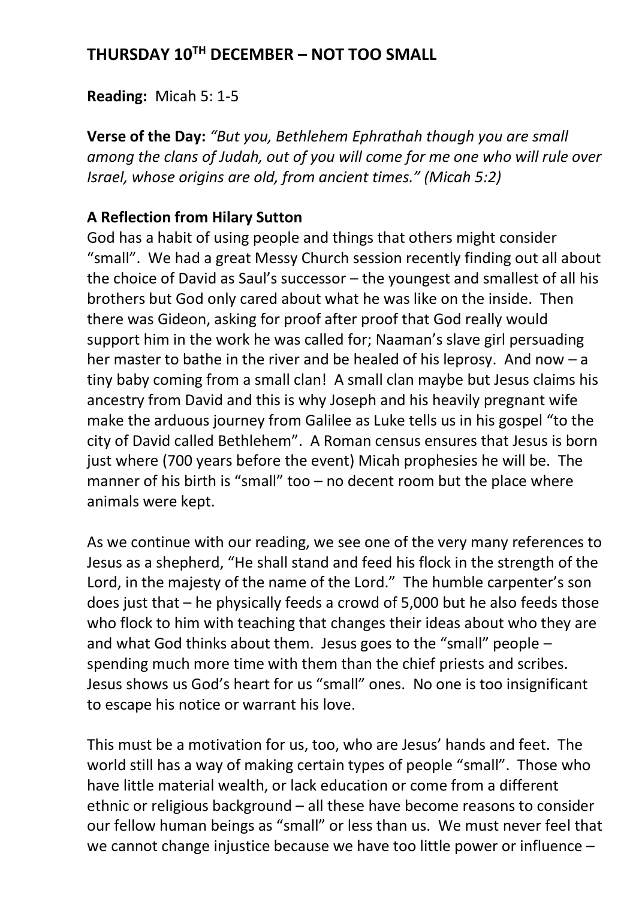## THURSDAY 10TH DECEMBER – NOT TOO SMALL

**Reading:** Micah 5: 1-5

**Verse of the Day:** *"But you, Bethlehem Ephrathah though you are small among the clans of Judah, out of you will come for me one who will rule over Israel, whose origins are old, from ancient times." (Micah 5:2)*

### A Reflection from Hilary Sutton

God has a habit of using people and things that others might consider "small". We had a great Messy Church session recently finding out all about the choice of David as Saul's successor – the youngest and smallest of all his brothers but God only cared about what he was like on the inside. Then there was Gideon, asking for proof after proof that God really would support him in the work he was called for; Naaman's slave girl persuading her master to bathe in the river and be healed of his leprosy. And now – a tiny baby coming from a small clan! A small clan maybe but Jesus claims his ancestry from David and this is why Joseph and his heavily pregnant wife make the arduous journey from Galilee as Luke tells us in his gospel "to the city of David called Bethlehem". A Roman census ensures that Jesus is born just where (700 years before the event) Micah prophesies he will be. The manner of his birth is "small" too – no decent room but the place where animals were kept.

As we continue with our reading, we see one of the very many references to Jesus as a shepherd, "He shall stand and feed his flock in the strength of the Lord, in the majesty of the name of the Lord." The humble carpenter's son does just that – he physically feeds a crowd of 5,000 but he also feeds those who flock to him with teaching that changes their ideas about who they are and what God thinks about them. Jesus goes to the "small" people – spending much more time with them than the chief priests and scribes. Jesus shows us God's heart for us "small" ones. No one is too insignificant to escape his notice or warrant his love.

This must be a motivation for us, too, who are Jesus' hands and feet. The world still has a way of making certain types of people "small". Those who have little material wealth, or lack education or come from a different ethnic or religious background – all these have become reasons to consider our fellow human beings as "small" or less than us. We must never feel that we cannot change injustice because we have too little power or influence –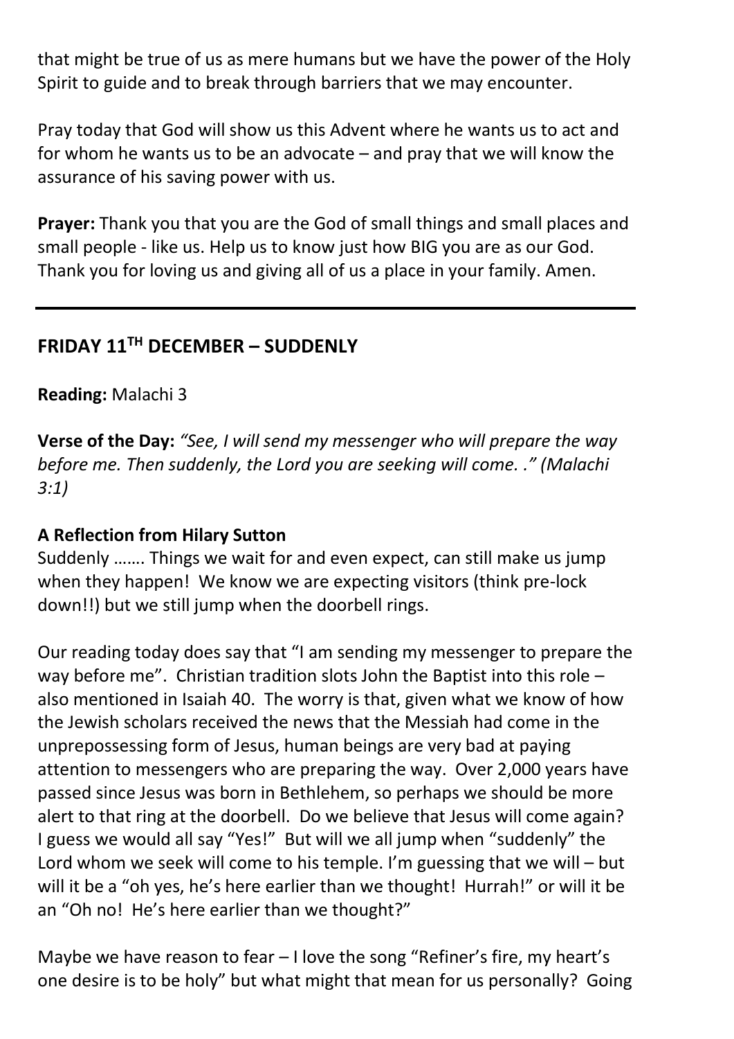that might be true of us as mere humans but we have the power of the Holy Spirit to guide and to break through barriers that we may encounter.

Pray today that God will show us this Advent where he wants us to act and for whom he wants us to be an advocate – and pray that we will know the assurance of his saving power with us.

**Prayer:** Thank you that you are the God of small things and small places and small people - like us. Help us to know just how BIG you are as our God. Thank you for loving us and giving all of us a place in your family. Amen.

---

## FRIDAY 11TH DECEMBER – SUDDENLY

**Reading:** Malachi 3

**Verse of the Day:** *"See, I will send my messenger who will prepare the way before me. Then suddenly, the Lord you are seeking will come. ." (Malachi 3:1)*

**A Reflection from Hilary Sutton**

Suddenly ……. Things we wait for and even expect, can still make us jump when they happen! We know we are expecting visitors (think pre-lock down!!) but we still jump when the doorbell rings.

Our reading today does say that "I am sending my messenger to prepare the way before me". Christian tradition slots John the Baptist into this role – also mentioned in Isaiah 40. The worry is that, given what we know of how the Jewish scholars received the news that the Messiah had come in the unprepossessing form of Jesus, human beings are very bad at paying attention to messengers who are preparing the way. Over 2,000 years have passed since Jesus was born in Bethlehem, so perhaps we should be more alert to that ring at the doorbell. Do we believe that Jesus will come again? I guess we would all say "Yes!" But will we all jump when "suddenly" the Lord whom we seek will come to his temple. I'm guessing that we will – but will it be a "oh yes, he's here earlier than we thought! Hurrah!" or will it be an "Oh no! He's here earlier than we thought?"

Maybe we have reason to fear – I love the song "Refiner's fire, my heart's one desire is to be holy" but what might that mean for us personally? Going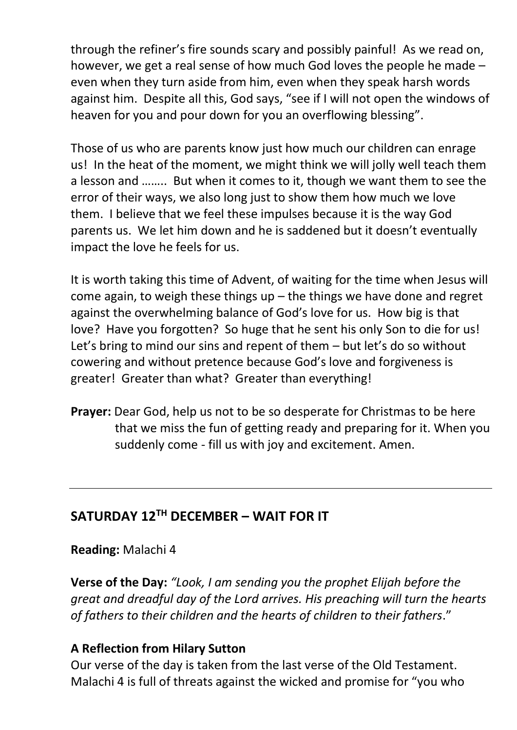through the refiner's fire sounds scary and possibly painful! As we read on, however, we get a real sense of how much God loves the people he made – even when they turn aside from him, even when they speak harsh words against him. Despite all this, God says, "see if I will not open the windows of heaven for you and pour down for you an overflowing blessing".

Those of us who are parents know just how much our children can enrage us! In the heat of the moment, we might think we will jolly well teach them a lesson and …….. But when it comes to it, though we want them to see the error of their ways, we also long just to show them how much we love them. I believe that we feel these impulses because it is the way God parents us. We let him down and he is saddened but it doesn't eventually impact the love he feels for us.

It is worth taking this time of Advent, of waiting for the time when Jesus will come again, to weigh these things up – the things we have done and regret against the overwhelming balance of God's love for us. How big is that love? Have you forgotten? So huge that he sent his only Son to die for us! Let's bring to mind our sins and repent of them – but let's do so without cowering and without pretence because God's love and forgiveness is greater! Greater than what? Greater than everything!

**Prayer:** Dear God, help us not to be so desperate for Christmas to be here that we miss the fun of getting ready and preparing for it. When you suddenly come - fill us with joy and excitement. Amen.

---

## SATURDAY 12TH DECEMBER – WAIT FOR IT

**Reading:** Malachi 4

**Verse of the Day:** *"Look, I am sending you the prophet Elijah before the great and dreadful day of the Lord arrives. His preaching will turn the hearts of fathers to their children and the hearts of children to their fathers*."

### A Reflection from Hilary Sutton

Our verse of the day is taken from the last verse of the Old Testament. Malachi 4 is full of threats against the wicked and promise for "you who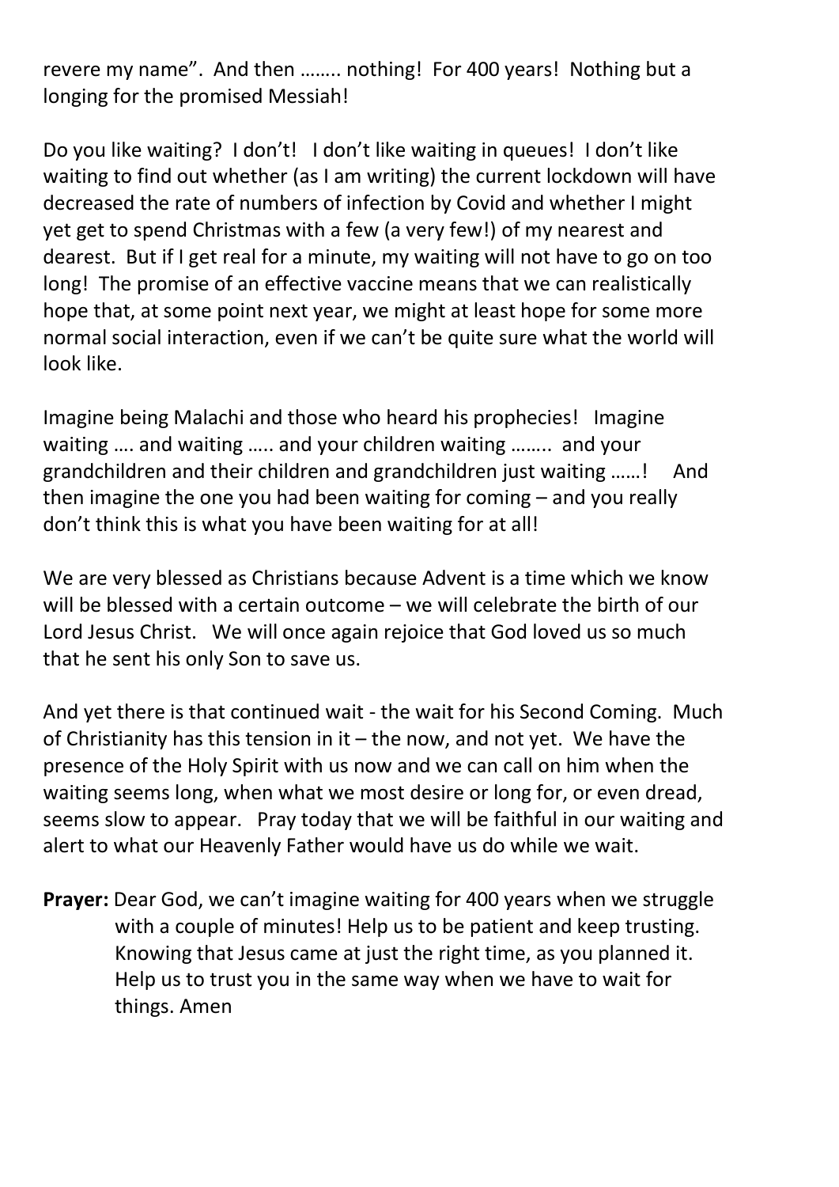revere my name". And then …….. nothing! For 400 years! Nothing but a longing for the promised Messiah!

Do you like waiting? I don't! I don't like waiting in queues! I don't like waiting to find out whether (as I am writing) the current lockdown will have decreased the rate of numbers of infection by Covid and whether I might yet get to spend Christmas with a few (a very few!) of my nearest and dearest. But if I get real for a minute, my waiting will not have to go on too long! The promise of an effective vaccine means that we can realistically hope that, at some point next year, we might at least hope for some more normal social interaction, even if we can't be quite sure what the world will look like.

Imagine being Malachi and those who heard his prophecies! Imagine waiting …. and waiting ….. and your children waiting …….. and your grandchildren and their children and grandchildren just waiting ……! And then imagine the one you had been waiting for coming – and you really don't think this is what you have been waiting for at all!

We are very blessed as Christians because Advent is a time which we know will be blessed with a certain outcome – we will celebrate the birth of our Lord Jesus Christ. We will once again rejoice that God loved us so much that he sent his only Son to save us.

And yet there is that continued wait - the wait for his Second Coming. Much of Christianity has this tension in it – the now, and not yet. We have the presence of the Holy Spirit with us now and we can call on him when the waiting seems long, when what we most desire or long for, or even dread, seems slow to appear. Pray today that we will be faithful in our waiting and alert to what our Heavenly Father would have us do while we wait.

**Prayer:** Dear God, we can't imagine waiting for 400 years when we struggle with a couple of minutes! Help us to be patient and keep trusting. Knowing that Jesus came at just the right time, as you planned it. Help us to trust you in the same way when we have to wait for things. Amen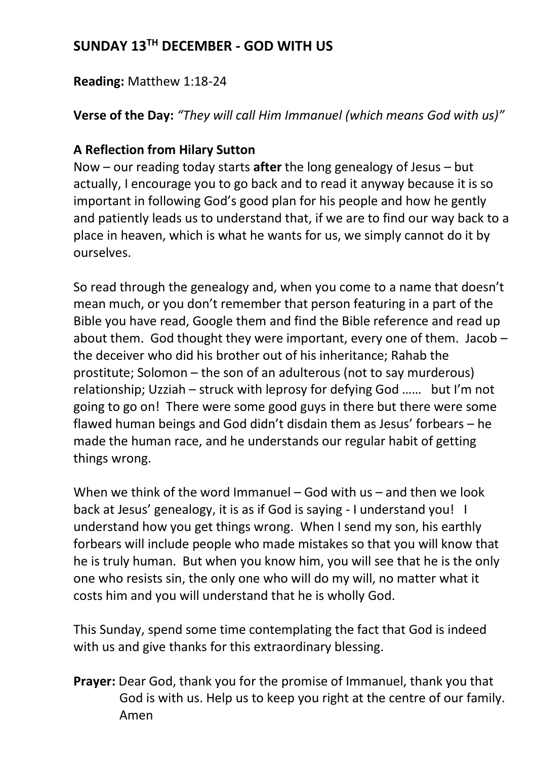## SUNDAY 13TH DECEMBER - GOD WITH US

**Reading:** Matthew 1:18-24

**Verse of the Day:** *"They will call Him Immanuel (which means God with us)"*

**A Reflection from Hilary Sutton**

Now – our reading today starts **after** the long genealogy of Jesus – but actually, I encourage you to go back and to read it anyway because it is so important in following God's good plan for his people and how he gently and patiently leads us to understand that, if we are to find our way back to a place in heaven, which is what he wants for us, we simply cannot do it by ourselves.

So read through the genealogy and, when you come to a name that doesn't mean much, or you don't remember that person featuring in a part of the Bible you have read, Google them and find the Bible reference and read up about them. God thought they were important, every one of them. Jacob – the deceiver who did his brother out of his inheritance; Rahab the prostitute; Solomon – the son of an adulterous (not to say murderous) relationship; Uzziah – struck with leprosy for defying God …… but I'm not going to go on! There were some good guys in there but there were some flawed human beings and God didn't disdain them as Jesus' forbears – he made the human race, and he understands our regular habit of getting things wrong.

When we think of the word Immanuel – God with us – and then we look back at Jesus' genealogy, it is as if God is saying - I understand you! I understand how you get things wrong. When I send my son, his earthly forbears will include people who made mistakes so that you will know that he is truly human. But when you know him, you will see that he is the only one who resists sin, the only one who will do my will, no matter what it costs him and you will understand that he is wholly God.

This Sunday, spend some time contemplating the fact that God is indeed with us and give thanks for this extraordinary blessing.

**Prayer:** Dear God, thank you for the promise of Immanuel, thank you that God is with us. Help us to keep you right at the centre of our family. Amen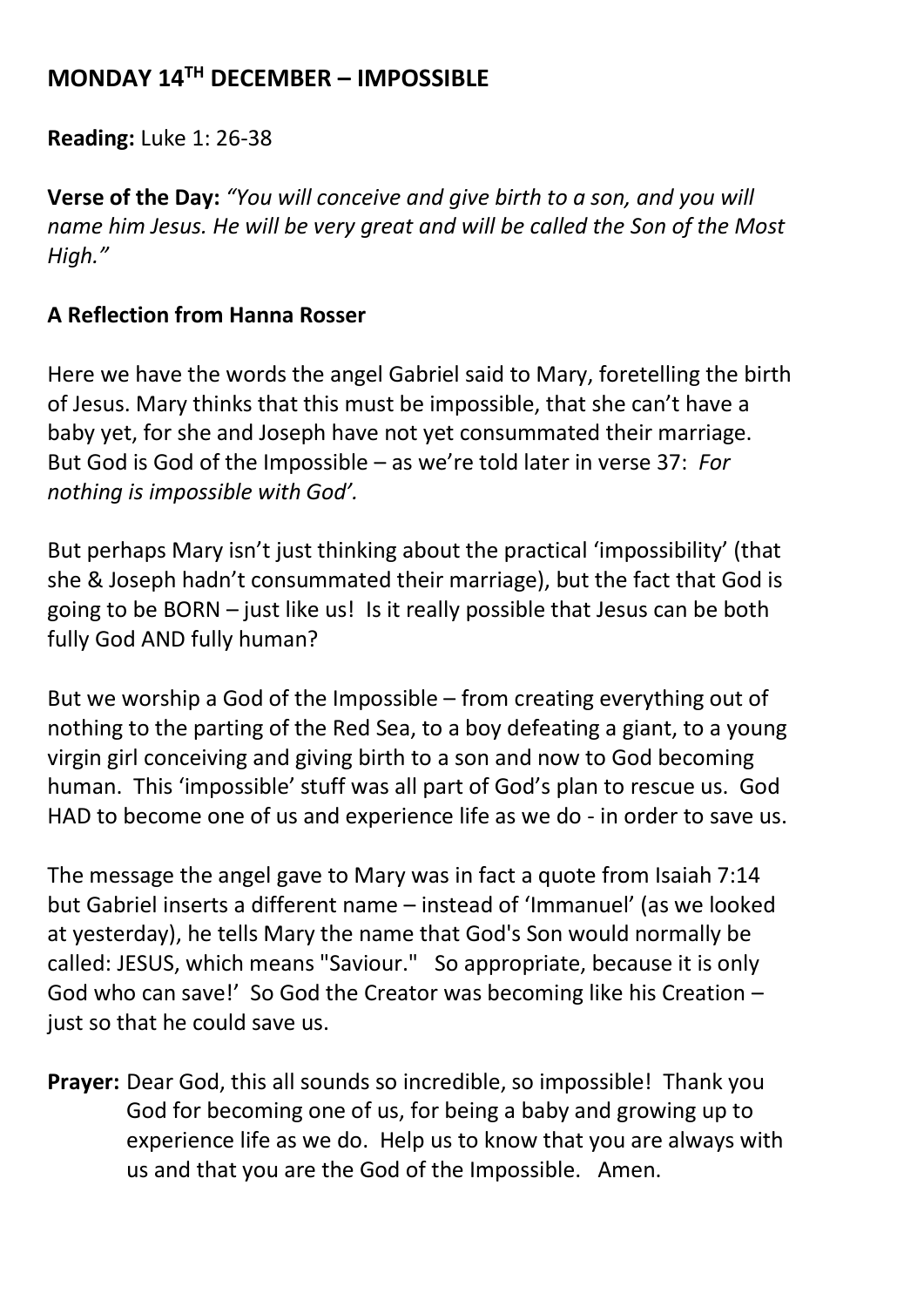## MONDAY 14TH DECEMBER – IMPOSSIBLE

**Reading:** Luke 1: 26-38

**Verse of the Day:** *"You will conceive and give birth to a son, and you will name him Jesus. He will be very great and will be called the Son of the Most High."*

**A Reflection from Hanna Rosser**

Here we have the words the angel Gabriel said to Mary, foretelling the birth of Jesus. Mary thinks that this must be impossible, that she can't have a baby yet, for she and Joseph have not yet consummated their marriage. But God is God of the Impossible – as we're told later in verse 37: *For nothing is impossible with God'.*

But perhaps Mary isn't just thinking about the practical 'impossibility' (that she & Joseph hadn't consummated their marriage), but the fact that God is going to be BORN – just like us! Is it really possible that Jesus can be both fully God AND fully human?

But we worship a God of the Impossible – from creating everything out of nothing to the parting of the Red Sea, to a boy defeating a giant, to a young virgin girl conceiving and giving birth to a son and now to God becoming human. This 'impossible' stuff was all part of God's plan to rescue us. God HAD to become one of us and experience life as we do - in order to save us.

The message the angel gave to Mary was in fact a quote from Isaiah 7:14 but Gabriel inserts a different name – instead of 'Immanuel' (as we looked at yesterday), he tells Mary the name that God's Son would normally be called: JESUS, which means "Saviour." So appropriate, because it is only God who can save!' So God the Creator was becoming like his Creation – just so that he could save us.

**Prayer:** Dear God, this all sounds so incredible, so impossible! Thank you God for becoming one of us, for being a baby and growing up to experience life as we do. Help us to know that you are always with us and that you are the God of the Impossible. Amen.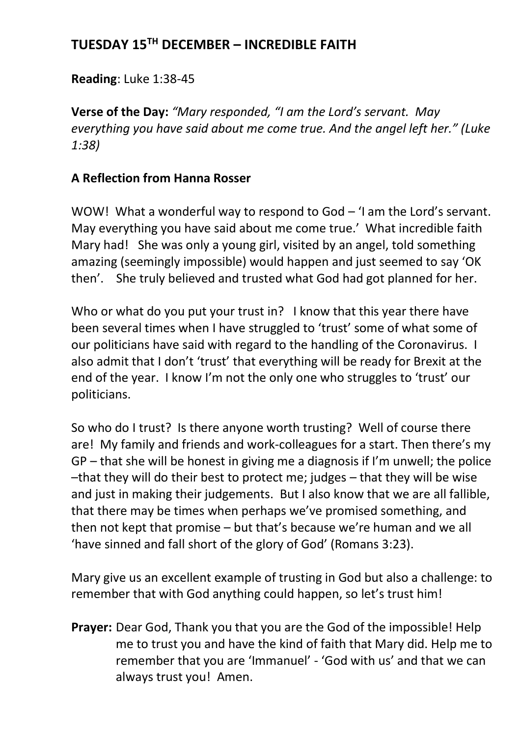## TUESDAY 15TH DECEMBER – INCREDIBLE FAITH

**Reading**: Luke 1:38-45

**Verse of the Day:** *"Mary responded, "I am the Lord's servant. May everything you have said about me come true. And the angel left her." (Luke 1:38)*

### A Reflection from Hanna Rosser

WOW! What a wonderful way to respond to God – 'I am the Lord's servant. May everything you have said about me come true.' What incredible faith Mary had! She was only a young girl, visited by an angel, told something amazing (seemingly impossible) would happen and just seemed to say 'OK then'. She truly believed and trusted what God had got planned for her.

Who or what do you put your trust in? I know that this year there have been several times when I have struggled to 'trust' some of what some of our politicians have said with regard to the handling of the Coronavirus. I also admit that I don't 'trust' that everything will be ready for Brexit at the end of the year. I know I'm not the only one who struggles to 'trust' our politicians.

So who do I trust? Is there anyone worth trusting? Well of course there are! My family and friends and work-colleagues for a start. Then there's my GP – that she will be honest in giving me a diagnosis if I'm unwell; the police –that they will do their best to protect me; judges – that they will be wise and just in making their judgements. But I also know that we are all fallible, that there may be times when perhaps we've promised something, and then not kept that promise – but that's because we're human and we all 'have sinned and fall short of the glory of God' (Romans 3:23).

Mary give us an excellent example of trusting in God but also a challenge: to remember that with God anything could happen, so let's trust him!

**Prayer:** Dear God, Thank you that you are the God of the impossible! Help me to trust you and have the kind of faith that Mary did. Help me to remember that you are 'Immanuel' - 'God with us' and that we can always trust you! Amen.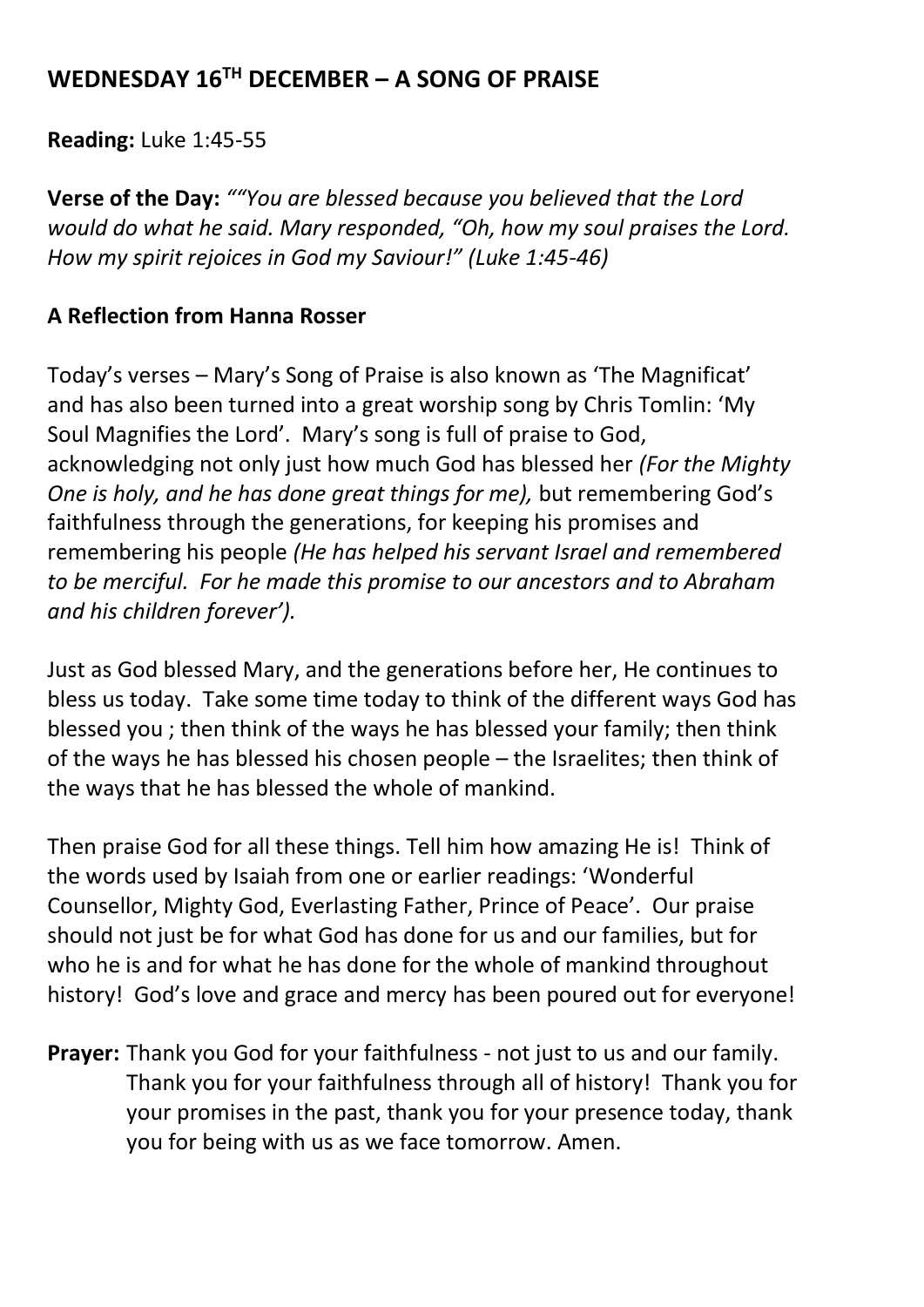## WEDNESDAY 16TH DECEMBER – A SONG OF PRAISE

**Reading:** Luke 1:45-55

**Verse of the Day:** *""You are blessed because you believed that the Lord would do what he said. Mary responded, "Oh, how my soul praises the Lord. How my spirit rejoices in God my Saviour!" (Luke 1:45-46)*

### A Reflection from Hanna Rosser

Today's verses – Mary's Song of Praise is also known as 'The Magnificat' and has also been turned into a great worship song by Chris Tomlin: 'My Soul Magnifies the Lord'. Mary's song is full of praise to God, acknowledging not only just how much God has blessed her *(For the Mighty One is holy, and he has done great things for me),* but remembering God's faithfulness through the generations, for keeping his promises and remembering his people *(He has helped his servant Israel and remembered to be merciful. For he made this promise to our ancestors and to Abraham and his children forever').*

Just as God blessed Mary, and the generations before her, He continues to bless us today. Take some time today to think of the different ways God has blessed you ; then think of the ways he has blessed your family; then think of the ways he has blessed his chosen people – the Israelites; then think of the ways that he has blessed the whole of mankind.

Then praise God for all these things. Tell him how amazing He is! Think of the words used by Isaiah from one or earlier readings: 'Wonderful Counsellor, Mighty God, Everlasting Father, Prince of Peace'. Our praise should not just be for what God has done for us and our families, but for who he is and for what he has done for the whole of mankind throughout history! God's love and grace and mercy has been poured out for everyone!

**Prayer:** Thank you God for your faithfulness - not just to us and our family. Thank you for your faithfulness through all of history! Thank you for your promises in the past, thank you for your presence today, thank you for being with us as we face tomorrow. Amen.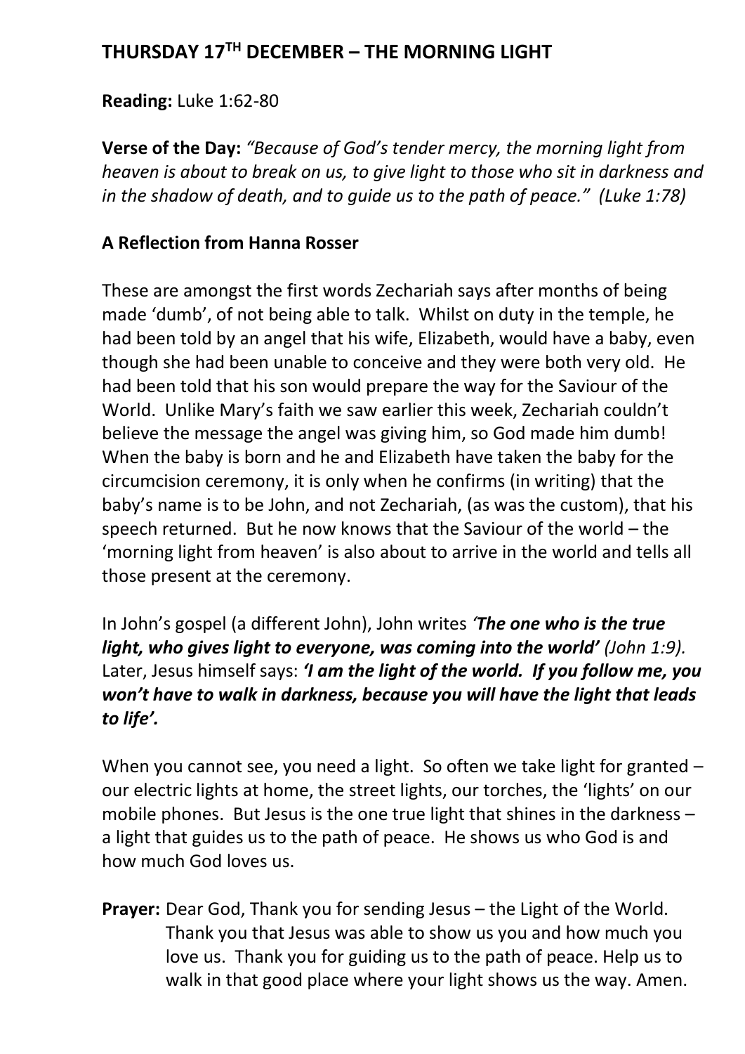## THURSDAY 17TH DECEMBER – THE MORNING LIGHT

**Reading:** Luke 1:62-80

**Verse of the Day:** *"Because of God's tender mercy, the morning light from heaven is about to break on us, to give light to those who sit in darkness and in the shadow of death, and to guide us to the path of peace." (Luke 1:78)*

### A Reflection from Hanna Rosser

These are amongst the first words Zechariah says after months of being made 'dumb', of not being able to talk. Whilst on duty in the temple, he had been told by an angel that his wife, Elizabeth, would have a baby, even though she had been unable to conceive and they were both very old. He had been told that his son would prepare the way for the Saviour of the World. Unlike Mary's faith we saw earlier this week, Zechariah couldn't believe the message the angel was giving him, so God made him dumb! When the baby is born and he and Elizabeth have taken the baby for the circumcision ceremony, it is only when he confirms (in writing) that the baby's name is to be John, and not Zechariah, (as was the custom), that his speech returned. But he now knows that the Saviour of the world – the 'morning light from heaven' is also about to arrive in the world and tells all those present at the ceremony.

In John's gospel (a different John), John writes *'**The one who is the true light, who gives light to everyone, was coming into the world'*** *(John 1:9).* Later, Jesus himself says: ***'I am the light of the world. If you follow me, you won't have to walk in darkness, because you will have the light that leads to life'.***

When you cannot see, you need a light. So often we take light for granted – our electric lights at home, the street lights, our torches, the 'lights' on our mobile phones. But Jesus is the one true light that shines in the darkness – a light that guides us to the path of peace. He shows us who God is and how much God loves us.

**Prayer:** Dear God, Thank you for sending Jesus – the Light of the World. Thank you that Jesus was able to show us you and how much you love us. Thank you for guiding us to the path of peace. Help us to walk in that good place where your light shows us the way. Amen.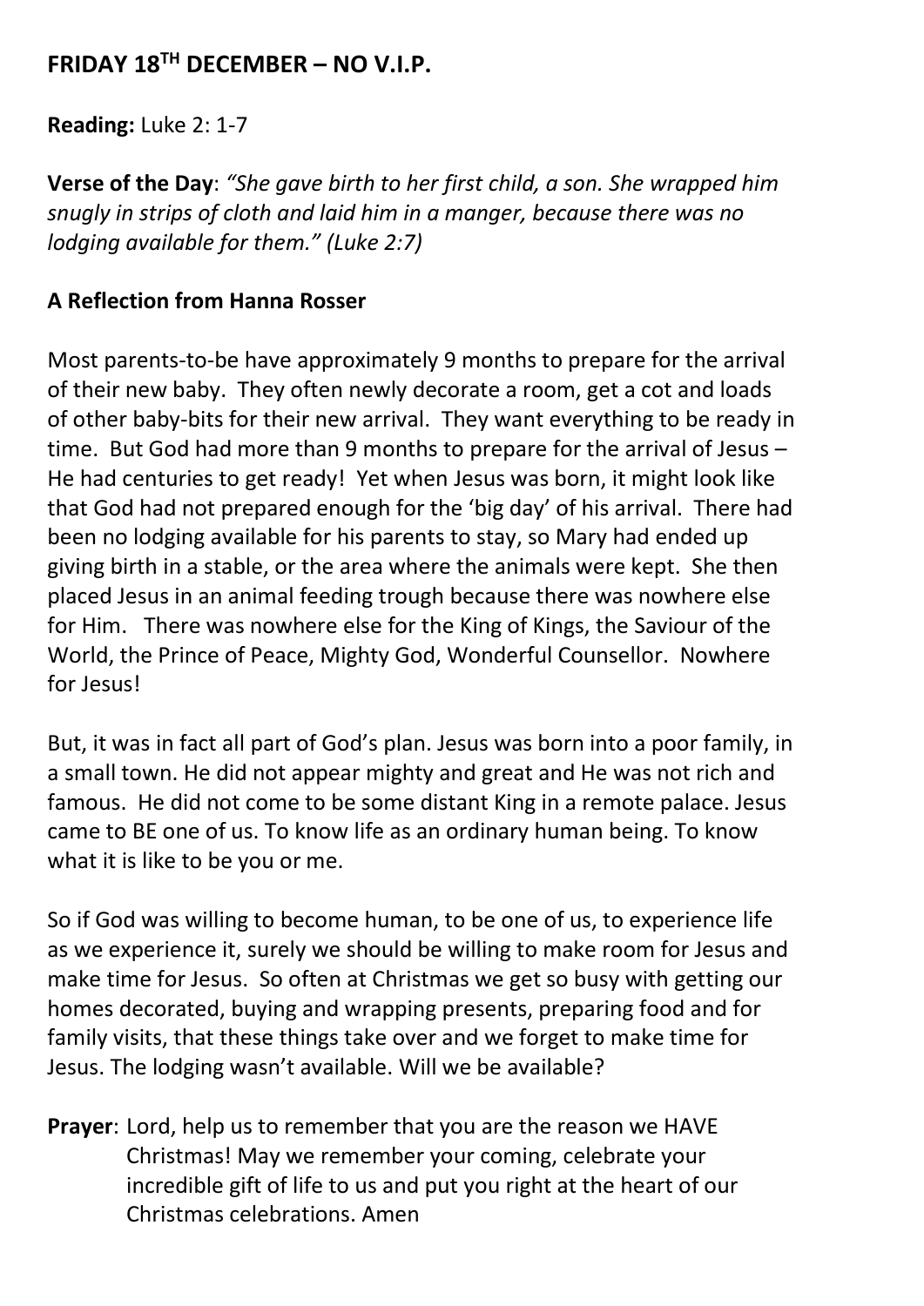## FRIDAY 18TH DECEMBER – NO V.I.P.

**Reading:** Luke 2: 1-7

**Verse of the Day**: *"She gave birth to her first child, a son. She wrapped him snugly in strips of cloth and laid him in a manger, because there was no lodging available for them." (Luke 2:7)*

**A Reflection from Hanna Rosser**

Most parents-to-be have approximately 9 months to prepare for the arrival of their new baby. They often newly decorate a room, get a cot and loads of other baby-bits for their new arrival. They want everything to be ready in time. But God had more than 9 months to prepare for the arrival of Jesus – He had centuries to get ready! Yet when Jesus was born, it might look like that God had not prepared enough for the 'big day' of his arrival. There had been no lodging available for his parents to stay, so Mary had ended up giving birth in a stable, or the area where the animals were kept. She then placed Jesus in an animal feeding trough because there was nowhere else for Him. There was nowhere else for the King of Kings, the Saviour of the World, the Prince of Peace, Mighty God, Wonderful Counsellor. Nowhere for Jesus!

But, it was in fact all part of God's plan. Jesus was born into a poor family, in a small town. He did not appear mighty and great and He was not rich and famous. He did not come to be some distant King in a remote palace. Jesus came to BE one of us. To know life as an ordinary human being. To know what it is like to be you or me.

So if God was willing to become human, to be one of us, to experience life as we experience it, surely we should be willing to make room for Jesus and make time for Jesus. So often at Christmas we get so busy with getting our homes decorated, buying and wrapping presents, preparing food and for family visits, that these things take over and we forget to make time for Jesus. The lodging wasn't available. Will we be available?

**Prayer**: Lord, help us to remember that you are the reason we HAVE Christmas! May we remember your coming, celebrate your incredible gift of life to us and put you right at the heart of our Christmas celebrations. Amen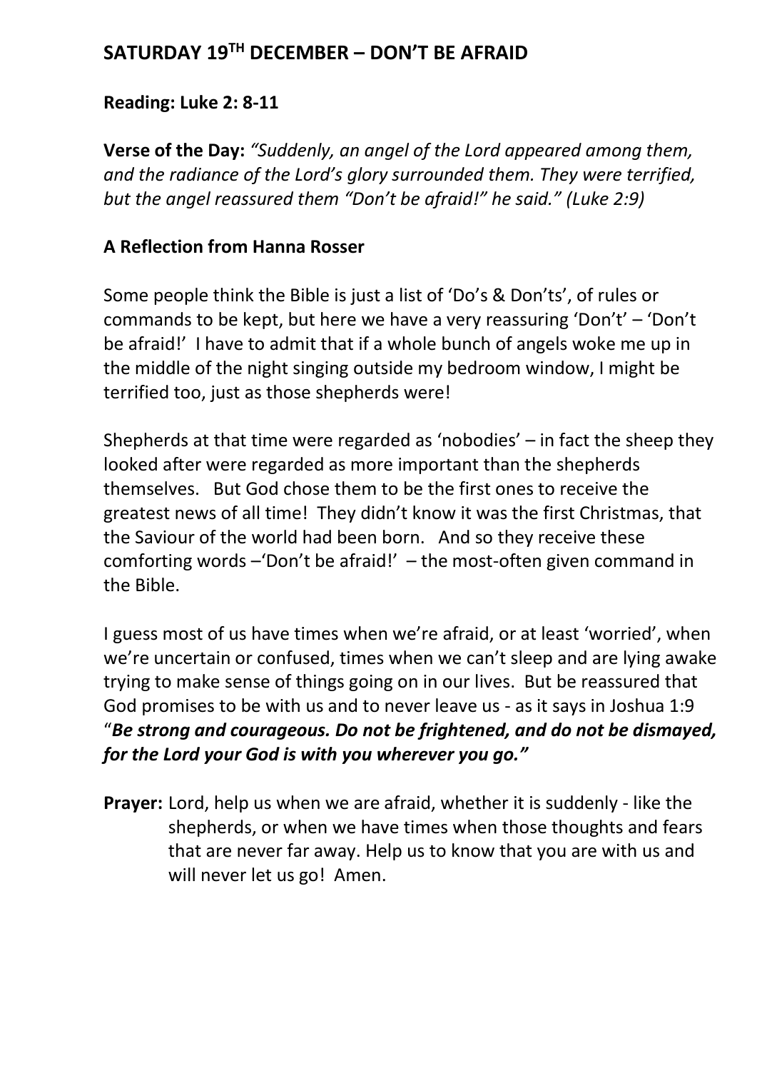## SATURDAY 19TH DECEMBER – DON'T BE AFRAID

**Reading: Luke 2: 8-11**

**Verse of the Day:** *"Suddenly, an angel of the Lord appeared among them, and the radiance of the Lord's glory surrounded them. They were terrified, but the angel reassured them "Don't be afraid!" he said." (Luke 2:9)*

**A Reflection from Hanna Rosser**

Some people think the Bible is just a list of 'Do's & Don'ts', of rules or commands to be kept, but here we have a very reassuring 'Don't' – 'Don't be afraid!' I have to admit that if a whole bunch of angels woke me up in the middle of the night singing outside my bedroom window, I might be terrified too, just as those shepherds were!

Shepherds at that time were regarded as 'nobodies' – in fact the sheep they looked after were regarded as more important than the shepherds themselves. But God chose them to be the first ones to receive the greatest news of all time! They didn't know it was the first Christmas, that the Saviour of the world had been born. And so they receive these comforting words –'Don't be afraid!' – the most-often given command in the Bible.

I guess most of us have times when we're afraid, or at least 'worried', when we're uncertain or confused, times when we can't sleep and are lying awake trying to make sense of things going on in our lives. But be reassured that God promises to be with us and to never leave us - as it says in Joshua 1:9 "***Be strong and courageous. Do not be frightened, and do not be dismayed, for the Lord your God is with you wherever you go."***

**Prayer:** Lord, help us when we are afraid, whether it is suddenly - like the shepherds, or when we have times when those thoughts and fears that are never far away. Help us to know that you are with us and will never let us go! Amen.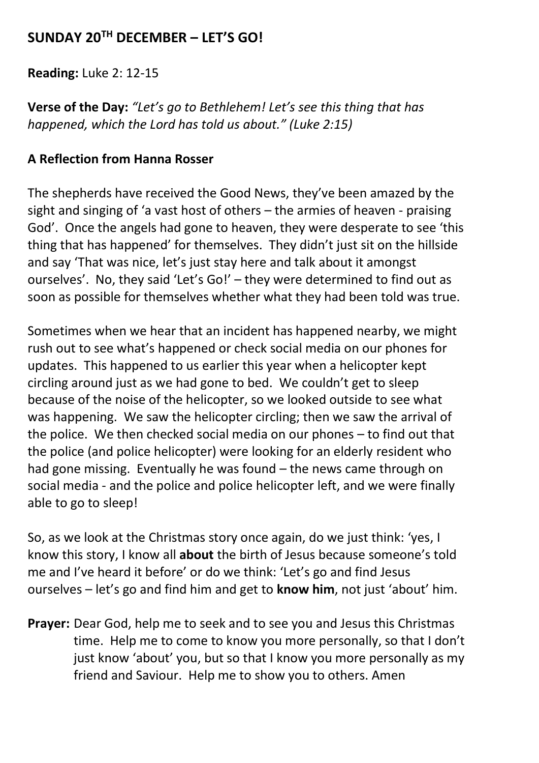## SUNDAY 20TH DECEMBER – LET'S GO!

**Reading:** Luke 2: 12-15

**Verse of the Day:** *"Let's go to Bethlehem! Let's see this thing that has happened, which the Lord has told us about." (Luke 2:15)*

**A Reflection from Hanna Rosser**

The shepherds have received the Good News, they've been amazed by the sight and singing of 'a vast host of others – the armies of heaven - praising God'. Once the angels had gone to heaven, they were desperate to see 'this thing that has happened' for themselves. They didn't just sit on the hillside and say 'That was nice, let's just stay here and talk about it amongst ourselves'. No, they said 'Let's Go!' – they were determined to find out as soon as possible for themselves whether what they had been told was true.

Sometimes when we hear that an incident has happened nearby, we might rush out to see what's happened or check social media on our phones for updates. This happened to us earlier this year when a helicopter kept circling around just as we had gone to bed. We couldn't get to sleep because of the noise of the helicopter, so we looked outside to see what was happening. We saw the helicopter circling; then we saw the arrival of the police. We then checked social media on our phones – to find out that the police (and police helicopter) were looking for an elderly resident who had gone missing. Eventually he was found – the news came through on social media - and the police and police helicopter left, and we were finally able to go to sleep!

So, as we look at the Christmas story once again, do we just think: 'yes, I know this story, I know all **about** the birth of Jesus because someone's told me and I've heard it before' or do we think: 'Let's go and find Jesus ourselves – let's go and find him and get to **know him**, not just 'about' him.

**Prayer:** Dear God, help me to seek and to see you and Jesus this Christmas time. Help me to come to know you more personally, so that I don't just know 'about' you, but so that I know you more personally as my friend and Saviour. Help me to show you to others. Amen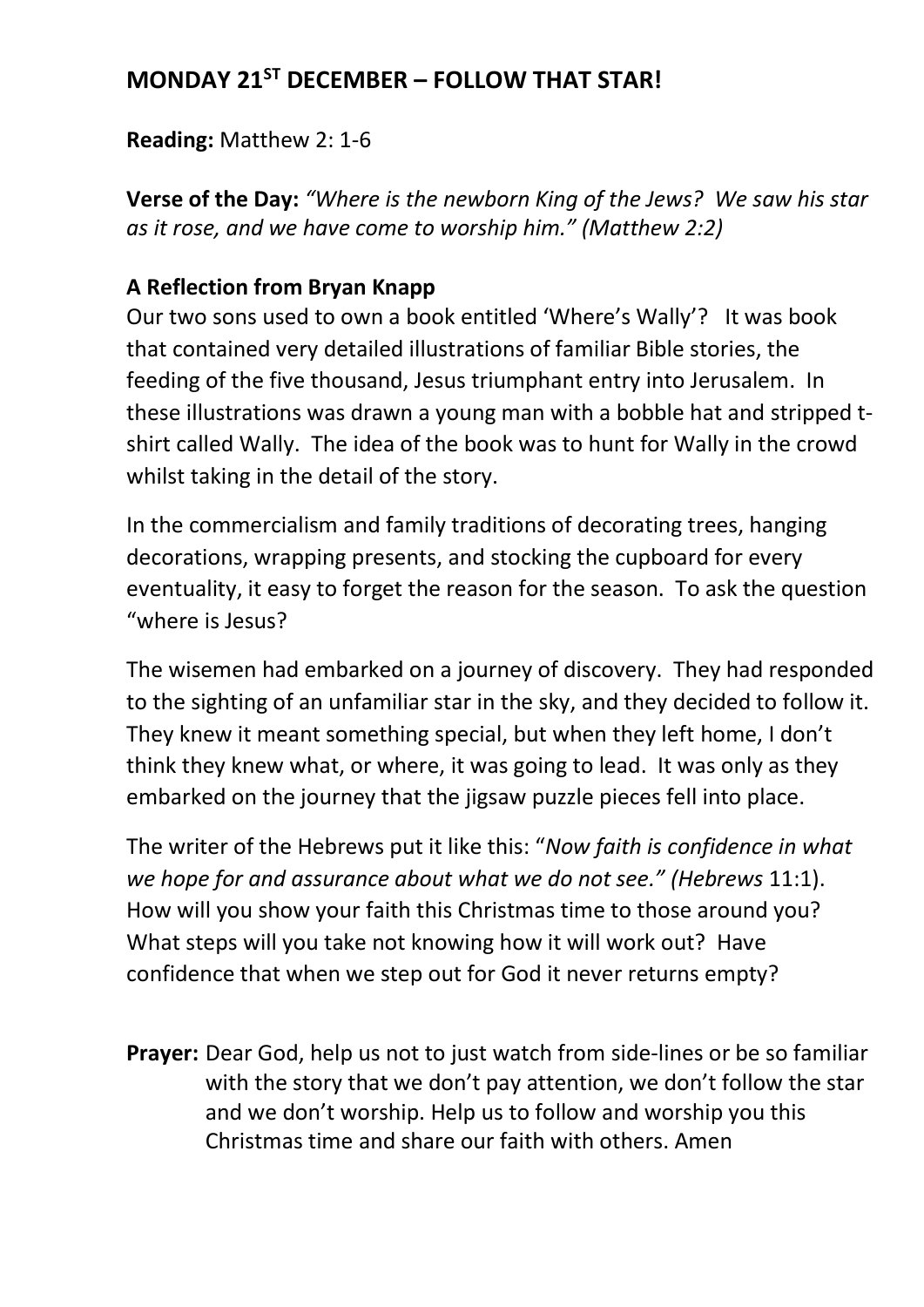## MONDAY 21ST DECEMBER – FOLLOW THAT STAR!

**Reading:** Matthew 2: 1-6

**Verse of the Day:** *"Where is the newborn King of the Jews? We saw his star as it rose, and we have come to worship him." (Matthew 2:2)*

### A Reflection from Bryan Knapp

Our two sons used to own a book entitled 'Where's Wally'? It was book that contained very detailed illustrations of familiar Bible stories, the feeding of the five thousand, Jesus triumphant entry into Jerusalem. In these illustrations was drawn a young man with a bobble hat and stripped t-shirt called Wally. The idea of the book was to hunt for Wally in the crowd whilst taking in the detail of the story.

In the commercialism and family traditions of decorating trees, hanging decorations, wrapping presents, and stocking the cupboard for every eventuality, it easy to forget the reason for the season. To ask the question "where is Jesus?

The wisemen had embarked on a journey of discovery. They had responded to the sighting of an unfamiliar star in the sky, and they decided to follow it. They knew it meant something special, but when they left home, I don't think they knew what, or where, it was going to lead. It was only as they embarked on the journey that the jigsaw puzzle pieces fell into place.

The writer of the Hebrews put it like this: "*Now faith is confidence in what we hope for and assurance about what we do not see." (Hebrews* 11:1). How will you show your faith this Christmas time to those around you? What steps will you take not knowing how it will work out? Have confidence that when we step out for God it never returns empty?

**Prayer:** Dear God, help us not to just watch from side-lines or be so familiar with the story that we don't pay attention, we don't follow the star and we don't worship. Help us to follow and worship you this Christmas time and share our faith with others. Amen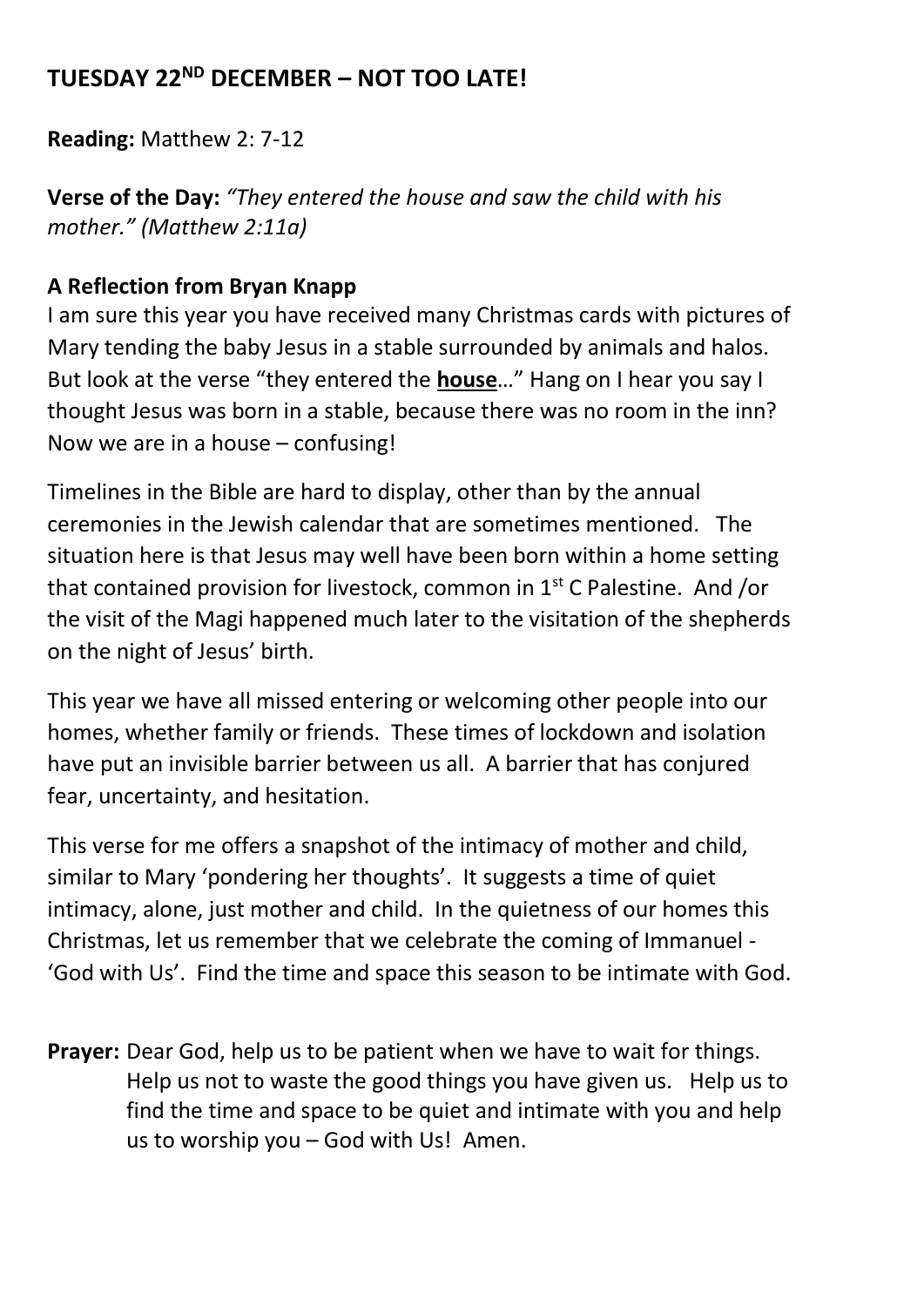## TUESDAY 22ND DECEMBER – NOT TOO LATE!

**Reading:** Matthew 2: 7-12

**Verse of the Day:** *"They entered the house and saw the child with his mother." (Matthew 2:11a)*

### A Reflection from Bryan Knapp

I am sure this year you have received many Christmas cards with pictures of Mary tending the baby Jesus in a stable surrounded by animals and halos. But look at the verse "they entered the **house**…" Hang on I hear you say I thought Jesus was born in a stable, because there was no room in the inn? Now we are in a house – confusing!

Timelines in the Bible are hard to display, other than by the annual ceremonies in the Jewish calendar that are sometimes mentioned. The situation here is that Jesus may well have been born within a home setting that contained provision for livestock, common in 1st C Palestine. And /or the visit of the Magi happened much later to the visitation of the shepherds on the night of Jesus' birth.

This year we have all missed entering or welcoming other people into our homes, whether family or friends. These times of lockdown and isolation have put an invisible barrier between us all. A barrier that has conjured fear, uncertainty, and hesitation.

This verse for me offers a snapshot of the intimacy of mother and child, similar to Mary 'pondering her thoughts'. It suggests a time of quiet intimacy, alone, just mother and child. In the quietness of our homes this Christmas, let us remember that we celebrate the coming of Immanuel - 'God with Us'. Find the time and space this season to be intimate with God.

**Prayer:** Dear God, help us to be patient when we have to wait for things. Help us not to waste the good things you have given us. Help us to find the time and space to be quiet and intimate with you and help us to worship you – God with Us! Amen.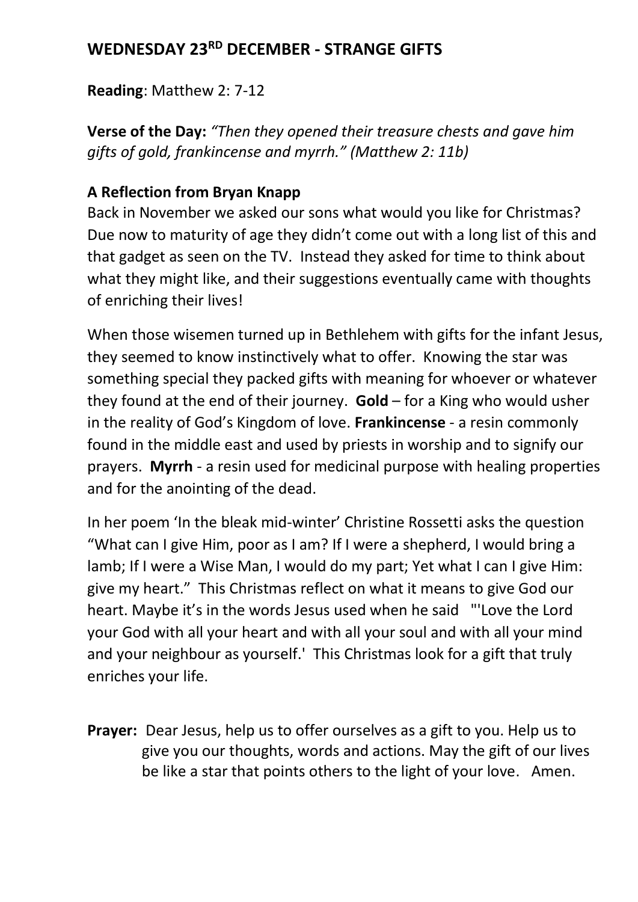## WEDNESDAY 23RD DECEMBER - STRANGE GIFTS

**Reading**: Matthew 2: 7-12

**Verse of the Day:** *"Then they opened their treasure chests and gave him gifts of gold, frankincense and myrrh." (Matthew 2: 11b)*

**A Reflection from Bryan Knapp**

Back in November we asked our sons what would you like for Christmas? Due now to maturity of age they didn't come out with a long list of this and that gadget as seen on the TV. Instead they asked for time to think about what they might like, and their suggestions eventually came with thoughts of enriching their lives!

When those wisemen turned up in Bethlehem with gifts for the infant Jesus, they seemed to know instinctively what to offer. Knowing the star was something special they packed gifts with meaning for whoever or whatever they found at the end of their journey. **Gold** – for a King who would usher in the reality of God's Kingdom of love. **Frankincense** - a resin commonly found in the middle east and used by priests in worship and to signify our prayers. **Myrrh** - a resin used for medicinal purpose with healing properties and for the anointing of the dead.

In her poem 'In the bleak mid-winter' Christine Rossetti asks the question "What can I give Him, poor as I am? If I were a shepherd, I would bring a lamb; If I were a Wise Man, I would do my part; Yet what I can I give Him: give my heart." This Christmas reflect on what it means to give God our heart. Maybe it's in the words Jesus used when he said "'Love the Lord your God with all your heart and with all your soul and with all your mind and your neighbour as yourself.' This Christmas look for a gift that truly enriches your life.

**Prayer:** Dear Jesus, help us to offer ourselves as a gift to you. Help us to give you our thoughts, words and actions. May the gift of our lives be like a star that points others to the light of your love. Amen.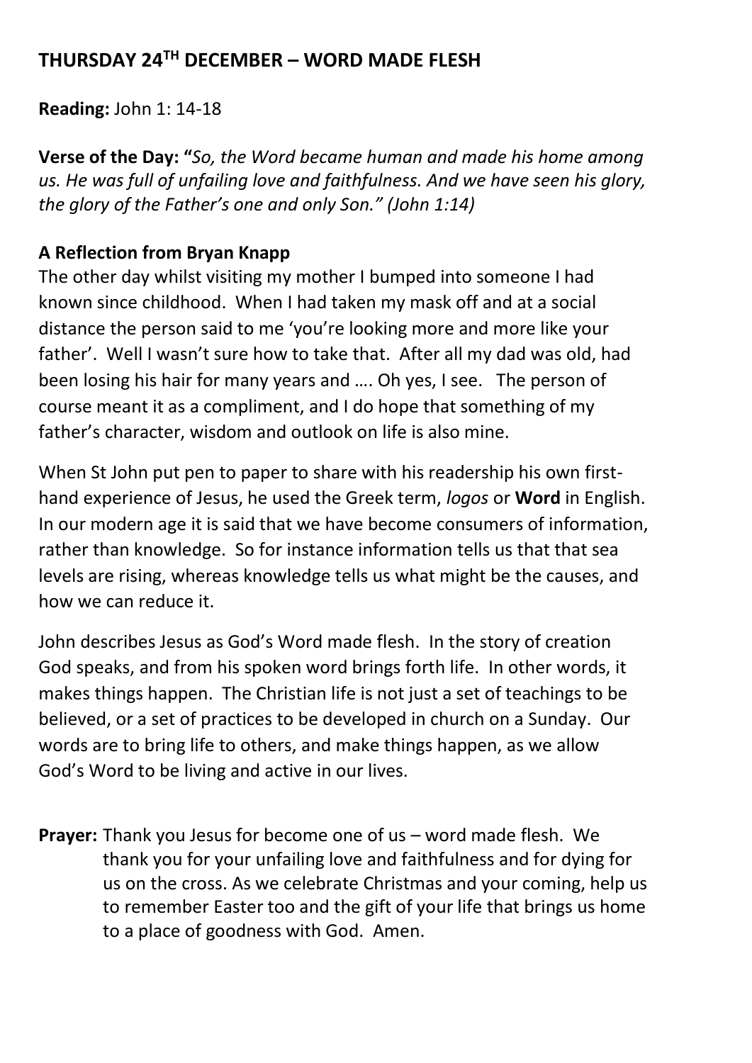## THURSDAY 24TH DECEMBER – WORD MADE FLESH

**Reading:** John 1: 14-18

**Verse of the Day: "***So, the Word became human and made his home among us. He was full of unfailing love and faithfulness. And we have seen his glory, the glory of the Father's one and only Son." (John 1:14)*

### A Reflection from Bryan Knapp

The other day whilst visiting my mother I bumped into someone I had known since childhood. When I had taken my mask off and at a social distance the person said to me 'you're looking more and more like your father'. Well I wasn't sure how to take that. After all my dad was old, had been losing his hair for many years and …. Oh yes, I see. The person of course meant it as a compliment, and I do hope that something of my father's character, wisdom and outlook on life is also mine.

When St John put pen to paper to share with his readership his own first-hand experience of Jesus, he used the Greek term, *logos* or **Word** in English. In our modern age it is said that we have become consumers of information, rather than knowledge. So for instance information tells us that that sea levels are rising, whereas knowledge tells us what might be the causes, and how we can reduce it.

John describes Jesus as God's Word made flesh. In the story of creation God speaks, and from his spoken word brings forth life. In other words, it makes things happen. The Christian life is not just a set of teachings to be believed, or a set of practices to be developed in church on a Sunday. Our words are to bring life to others, and make things happen, as we allow God's Word to be living and active in our lives.

**Prayer:** Thank you Jesus for become one of us – word made flesh. We thank you for your unfailing love and faithfulness and for dying for us on the cross. As we celebrate Christmas and your coming, help us to remember Easter too and the gift of your life that brings us home to a place of goodness with God. Amen.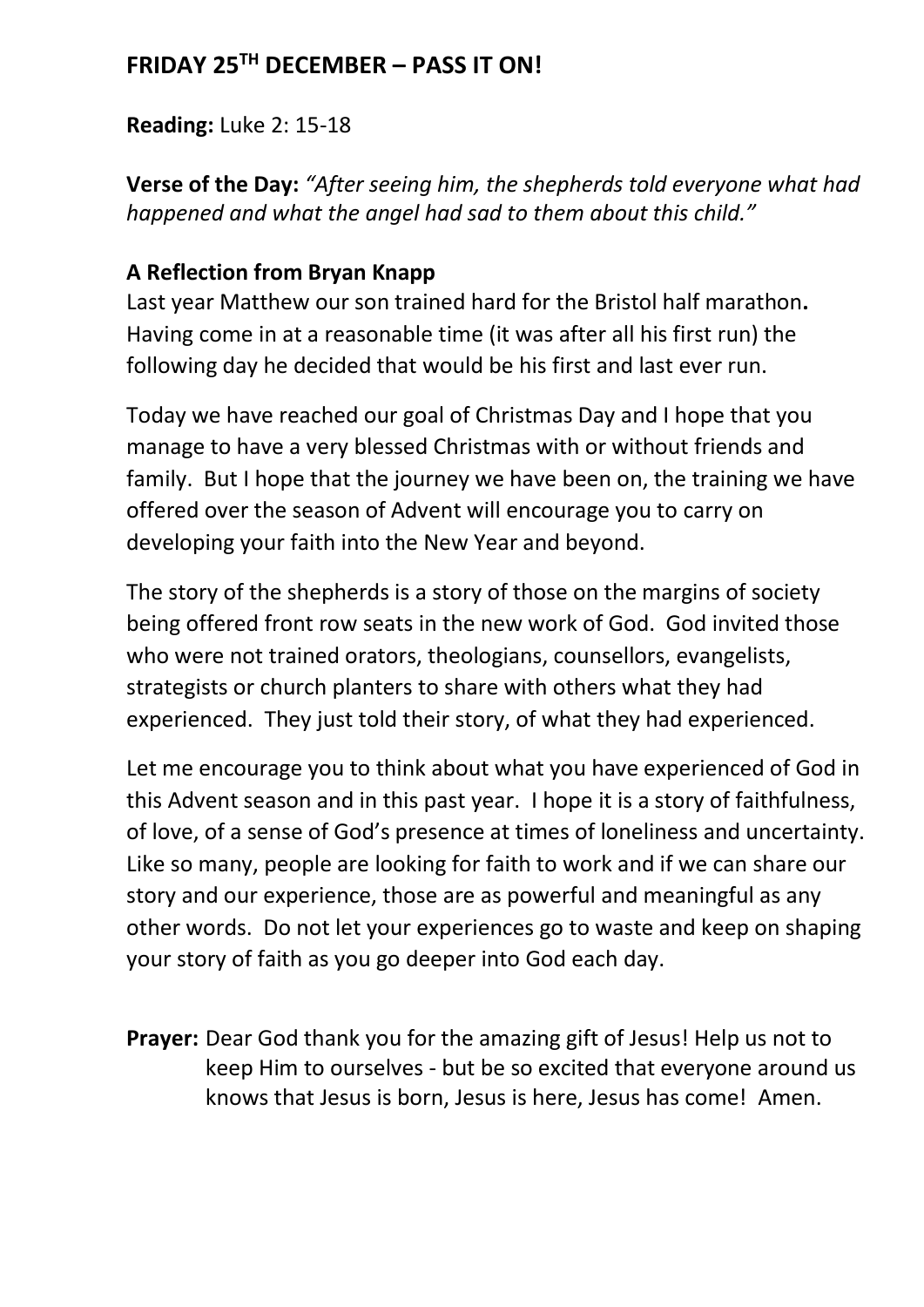## FRIDAY 25TH DECEMBER – PASS IT ON!

**Reading:** Luke 2: 15-18

**Verse of the Day:** *"After seeing him, the shepherds told everyone what had happened and what the angel had sad to them about this child."*

### A Reflection from Bryan Knapp

Last year Matthew our son trained hard for the Bristol half marathon**.** Having come in at a reasonable time (it was after all his first run) the following day he decided that would be his first and last ever run.

Today we have reached our goal of Christmas Day and I hope that you manage to have a very blessed Christmas with or without friends and family. But I hope that the journey we have been on, the training we have offered over the season of Advent will encourage you to carry on developing your faith into the New Year and beyond.

The story of the shepherds is a story of those on the margins of society being offered front row seats in the new work of God. God invited those who were not trained orators, theologians, counsellors, evangelists, strategists or church planters to share with others what they had experienced. They just told their story, of what they had experienced.

Let me encourage you to think about what you have experienced of God in this Advent season and in this past year. I hope it is a story of faithfulness, of love, of a sense of God's presence at times of loneliness and uncertainty. Like so many, people are looking for faith to work and if we can share our story and our experience, those are as powerful and meaningful as any other words. Do not let your experiences go to waste and keep on shaping your story of faith as you go deeper into God each day.

**Prayer:** Dear God thank you for the amazing gift of Jesus! Help us not to keep Him to ourselves - but be so excited that everyone around us knows that Jesus is born, Jesus is here, Jesus has come! Amen.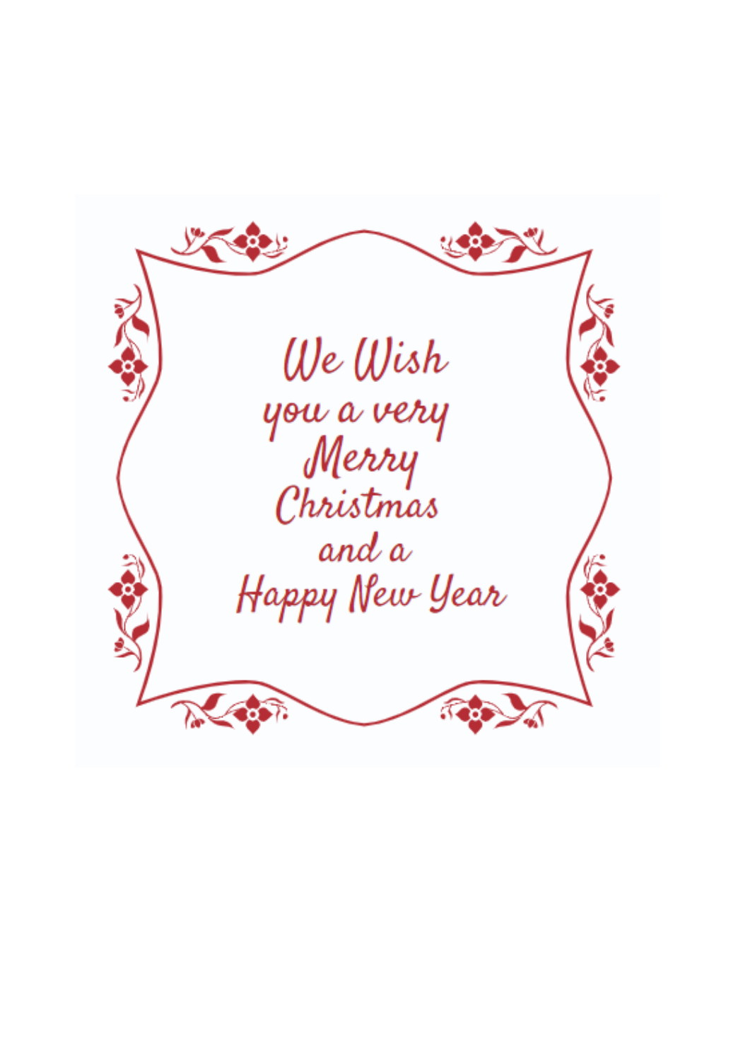We Wish
you a very
Merry
Christmas
and a
Happy New Year